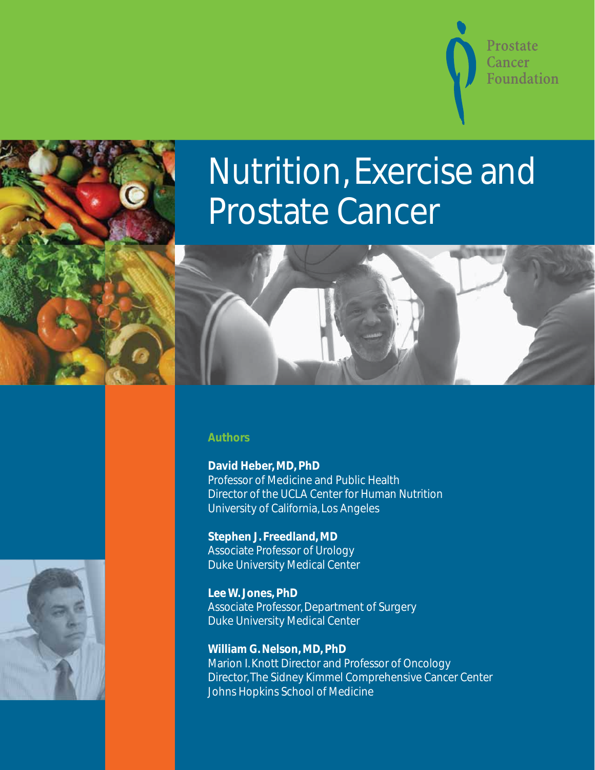Prostate Cancer Foundation

# Nutrition, Exercise and Prostate Cancer

## Authors

**David Heber, MD, PhD**
Professor of Medicine and Public Health
Director of the UCLA Center for Human Nutrition
University of California, Los Angeles

**Stephen J. Freedland, MD**
Associate Professor of Urology
Duke University Medical Center

**Lee W. Jones, PhD**
Associate Professor, Department of Surgery
Duke University Medical Center

**William G. Nelson, MD, PhD**
Marion I. Knott Director and Professor of Oncology
Director, The Sidney Kimmel Comprehensive Cancer Center
Johns Hopkins School of Medicine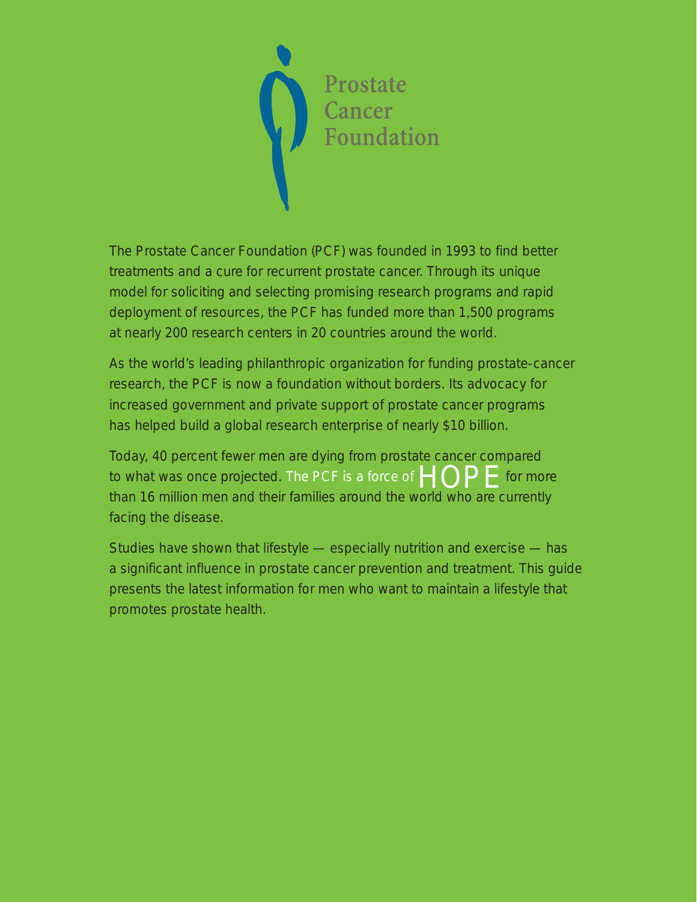Prostate Cancer Foundation

The Prostate Cancer Foundation (PCF) was founded in 1993 to find better treatments and a cure for recurrent prostate cancer. Through its unique model for soliciting and selecting promising research programs and rapid deployment of resources, the PCF has funded more than 1,500 programs at nearly 200 research centers in 20 countries around the world.

As the world's leading philanthropic organization for funding prostate-cancer research, the PCF is now a foundation without borders. Its advocacy for increased government and private support of prostate cancer programs has helped build a global research enterprise of nearly $10 billion.

Today, 40 percent fewer men are dying from prostate cancer compared to what was once projected. The PCF is a force of HOPE for more than 16 million men and their families around the world who are currently facing the disease.

Studies have shown that lifestyle — especially nutrition and exercise — has a significant influence in prostate cancer prevention and treatment. This guide presents the latest information for men who want to maintain a lifestyle that promotes prostate health.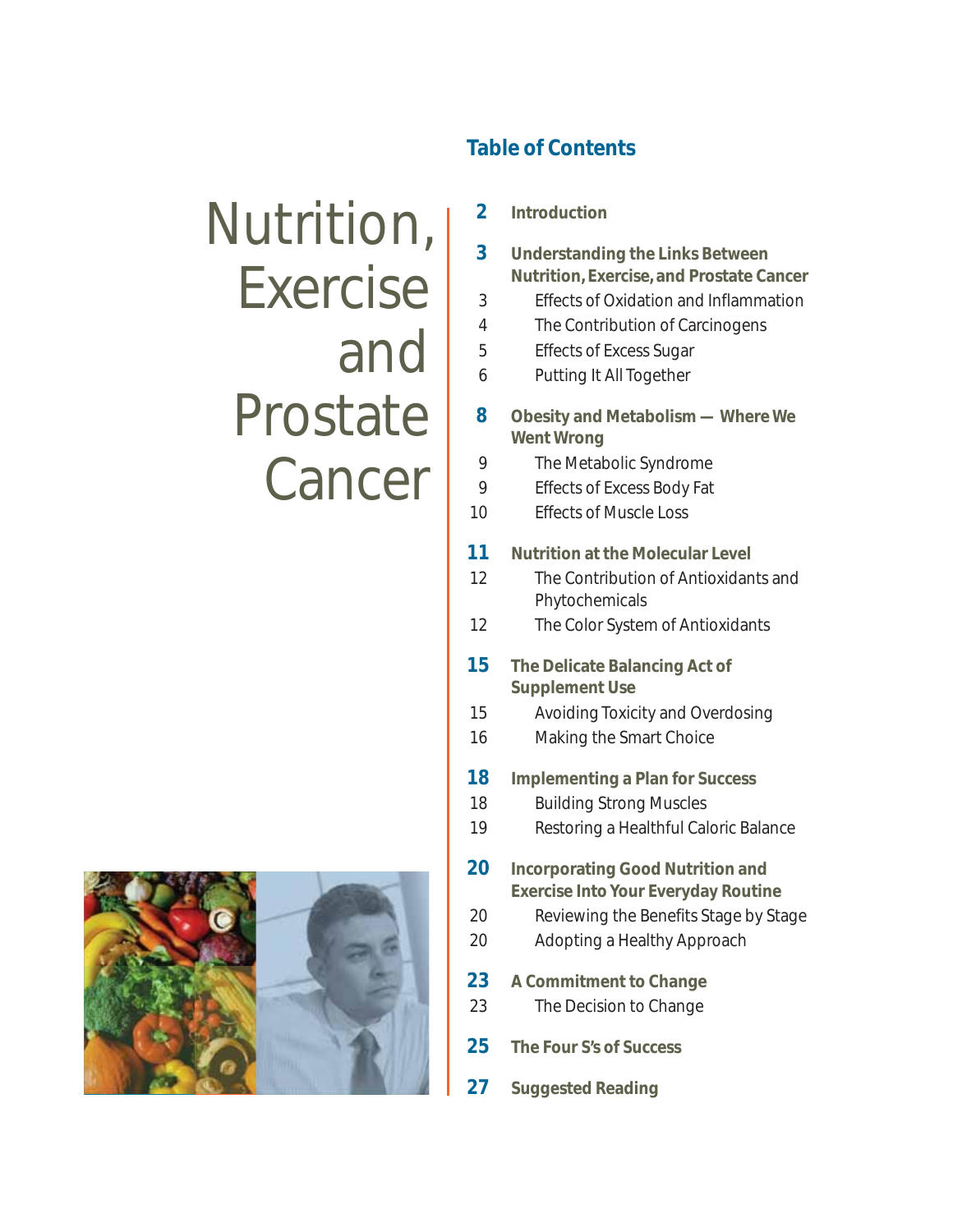# Nutrition, Exercise and Prostate Cancer

## Table of Contents

**2** **Introduction**

**3** **Understanding the Links Between Nutrition, Exercise, and Prostate Cancer**

- 3 Effects of Oxidation and Inflammation
- 4 The Contribution of Carcinogens
- 5 Effects of Excess Sugar
- 6 Putting It All Together

**8** **Obesity and Metabolism — Where We Went Wrong**

- 9 The Metabolic Syndrome
- 9 Effects of Excess Body Fat
- 10 Effects of Muscle Loss

**11** **Nutrition at the Molecular Level**

- 12 The Contribution of Antioxidants and Phytochemicals
- 12 The Color System of Antioxidants

**15** **The Delicate Balancing Act of Supplement Use**

- 15 Avoiding Toxicity and Overdosing
- 16 Making the Smart Choice

**18** **Implementing a Plan for Success**

- 18 Building Strong Muscles
- 19 Restoring a Healthful Caloric Balance

**20** **Incorporating Good Nutrition and Exercise Into Your Everyday Routine**

- 20 Reviewing the Benefits Stage by Stage
- 20 Adopting a Healthy Approach

**23** **A Commitment to Change**

- 23 The Decision to Change

**25** **The Four S's of Success**

**27** **Suggested Reading**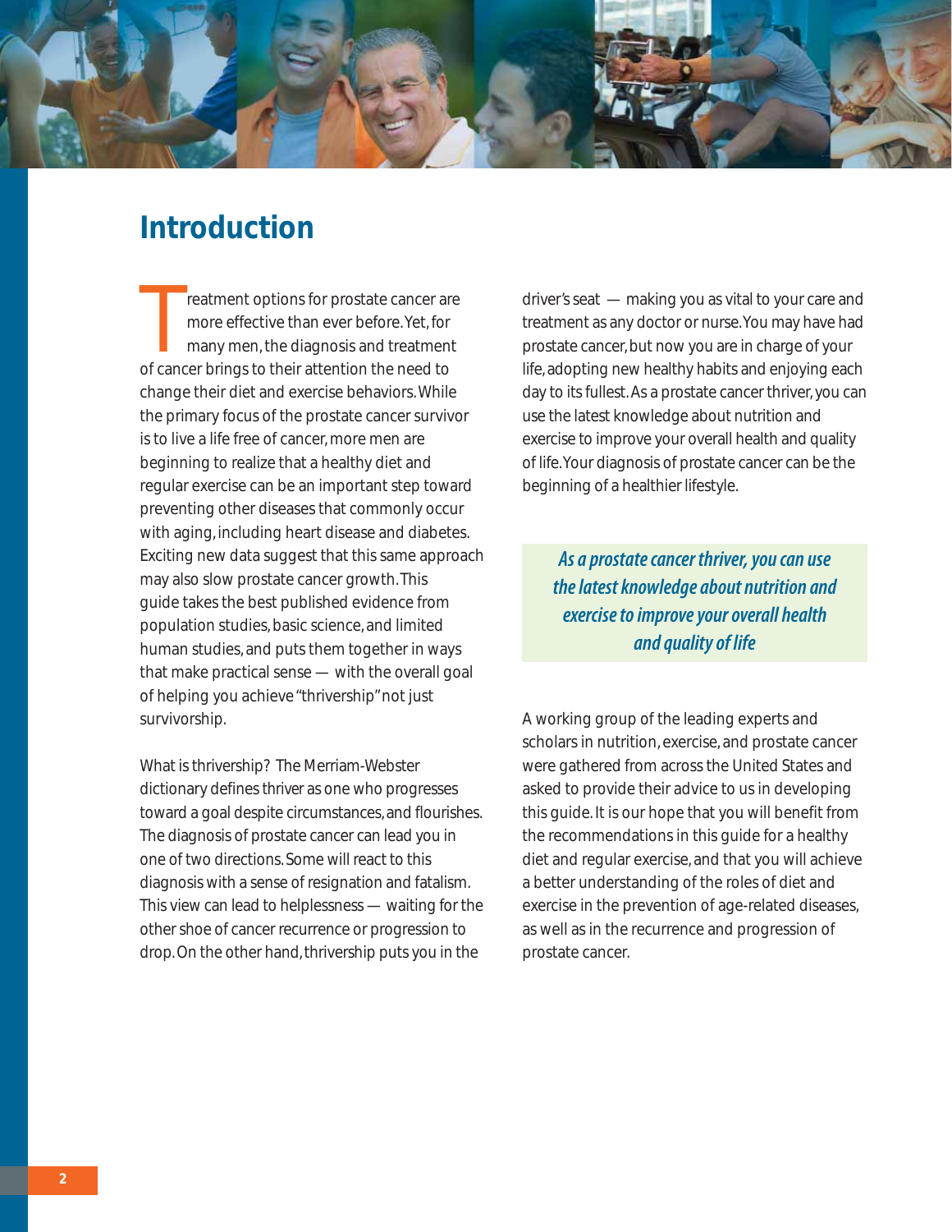# Introduction

Treatment options for prostate cancer are more effective than ever before. Yet, for many men, the diagnosis and treatment of cancer brings to their attention the need to change their diet and exercise behaviors. While the primary focus of the prostate cancer survivor is to live a life free of cancer, more men are beginning to realize that a healthy diet and regular exercise can be an important step toward preventing other diseases that commonly occur with aging, including heart disease and diabetes. Exciting new data suggest that this same approach may also slow prostate cancer growth. This guide takes the best published evidence from population studies, basic science, and limited human studies, and puts them together in ways that make practical sense — with the overall goal of helping you achieve "thrivership" not just survivorship.

What is thrivership? The Merriam-Webster dictionary defines thriver as one who progresses toward a goal despite circumstances, and flourishes. The diagnosis of prostate cancer can lead you in one of two directions. Some will react to this diagnosis with a sense of resignation and fatalism. This view can lead to helplessness — waiting for the other shoe of cancer recurrence or progression to drop. On the other hand, thrivership puts you in the driver's seat — making you as vital to your care and treatment as any doctor or nurse. You may have had prostate cancer, but now you are in charge of your life, adopting new healthy habits and enjoying each day to its fullest. As a prostate cancer thriver, you can use the latest knowledge about nutrition and exercise to improve your overall health and quality of life. Your diagnosis of prostate cancer can be the beginning of a healthier lifestyle.

> *As a prostate cancer thriver, you can use the latest knowledge about nutrition and exercise to improve your overall health and quality of life*

A working group of the leading experts and scholars in nutrition, exercise, and prostate cancer were gathered from across the United States and asked to provide their advice to us in developing this guide. It is our hope that you will benefit from the recommendations in this guide for a healthy diet and regular exercise, and that you will achieve a better understanding of the roles of diet and exercise in the prevention of age-related diseases, as well as in the recurrence and progression of prostate cancer.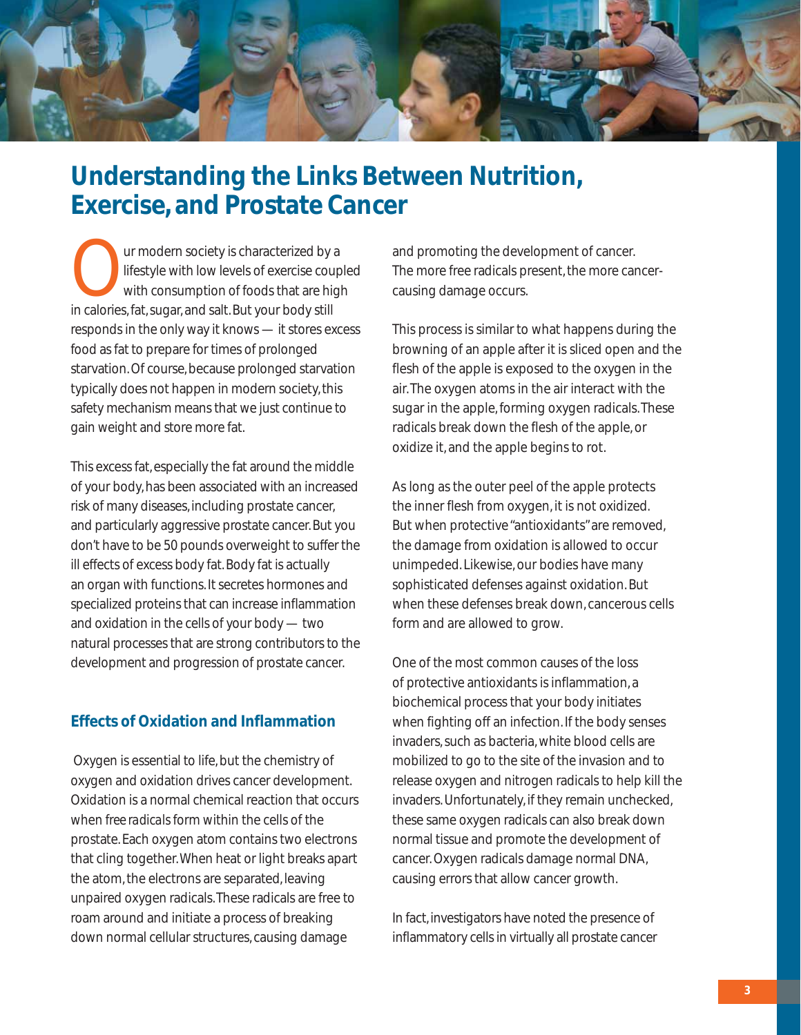## Understanding the Links Between Nutrition, Exercise, and Prostate Cancer

Our modern society is characterized by a lifestyle with low levels of exercise coupled with consumption of foods that are high in calories, fat, sugar, and salt. But your body still responds in the only way it knows — it stores excess food as fat to prepare for times of prolonged starvation. Of course, because prolonged starvation typically does not happen in modern society, this safety mechanism means that we just continue to gain weight and store more fat.

This excess fat, especially the fat around the middle of your body, has been associated with an increased risk of many diseases, including prostate cancer, and particularly aggressive prostate cancer. But you don't have to be 50 pounds overweight to suffer the ill effects of excess body fat. Body fat is actually an organ with functions. It secretes hormones and specialized proteins that can increase inflammation and oxidation in the cells of your body — two natural processes that are strong contributors to the development and progression of prostate cancer.

### Effects of Oxidation and Inflammation

Oxygen is essential to life, but the chemistry of oxygen and oxidation drives cancer development. Oxidation is a normal chemical reaction that occurs when *free radicals* form within the cells of the prostate. Each oxygen atom contains two electrons that cling together. When heat or light breaks apart the atom, the electrons are separated, leaving unpaired oxygen radicals. These radicals are free to roam around and initiate a process of breaking down normal cellular structures, causing damage and promoting the development of cancer. The more free radicals present, the more cancer-causing damage occurs.

This process is similar to what happens during the browning of an apple after it is sliced open and the flesh of the apple is exposed to the oxygen in the air. The oxygen atoms in the air interact with the sugar in the apple, forming oxygen radicals. These radicals break down the flesh of the apple, or oxidize it, and the apple begins to rot.

As long as the outer peel of the apple protects the inner flesh from oxygen, it is not oxidized. But when protective "antioxidants" are removed, the damage from oxidation is allowed to occur unimpeded. Likewise, our bodies have many sophisticated defenses against oxidation. But when these defenses break down, cancerous cells form and are allowed to grow.

One of the most common causes of the loss of protective antioxidants is inflammation, a biochemical process that your body initiates when fighting off an infection. If the body senses invaders, such as bacteria, white blood cells are mobilized to go to the site of the invasion and to release oxygen and nitrogen radicals to help kill the invaders. Unfortunately, if they remain unchecked, these same oxygen radicals can also break down normal tissue and promote the development of cancer. Oxygen radicals damage normal DNA, causing errors that allow cancer growth.

In fact, investigators have noted the presence of inflammatory cells in virtually all prostate cancer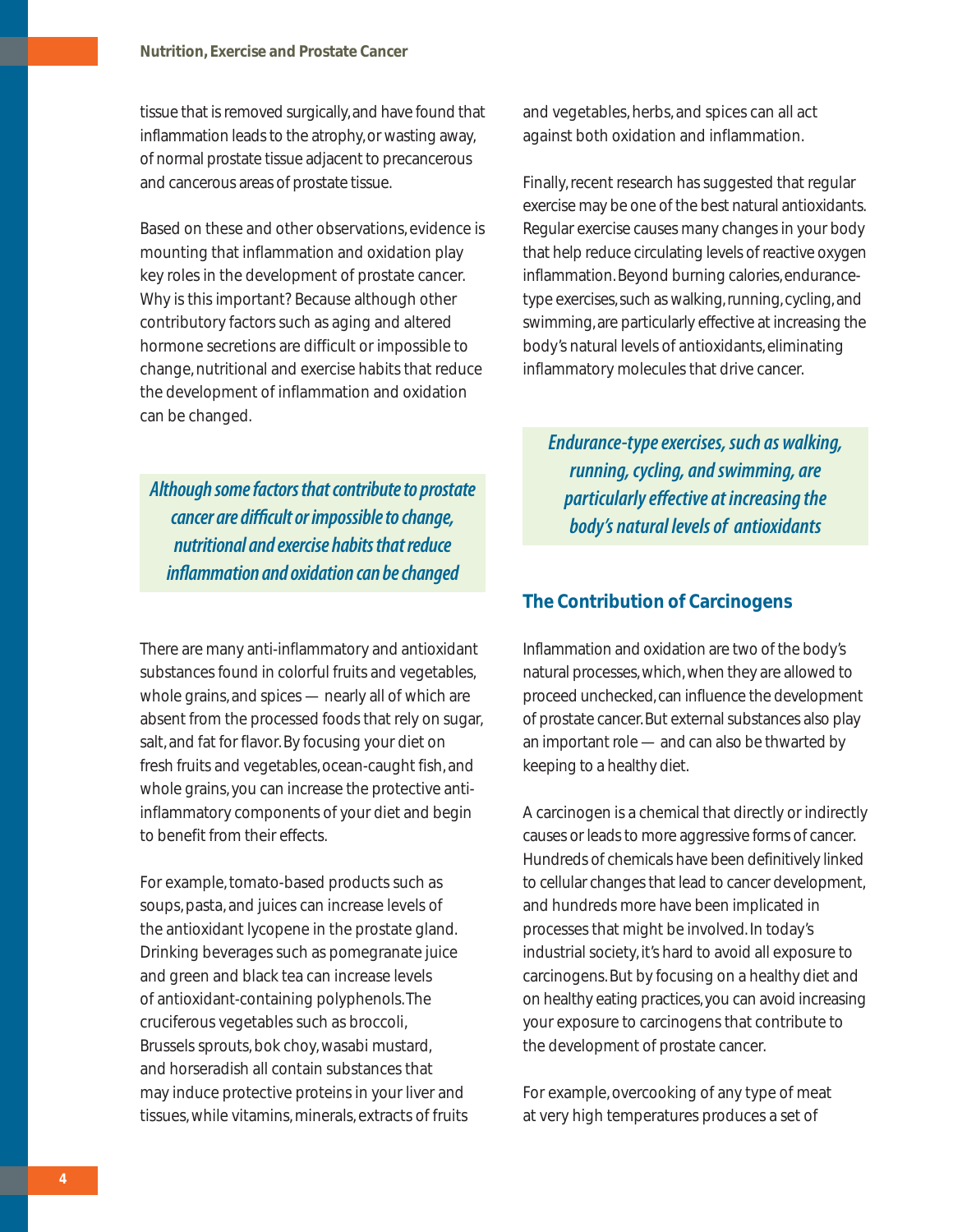tissue that is removed surgically, and have found that inflammation leads to the atrophy, or wasting away, of normal prostate tissue adjacent to precancerous and cancerous areas of prostate tissue.

Based on these and other observations, evidence is mounting that inflammation and oxidation play key roles in the development of prostate cancer. Why is this important? Because although other contributory factors such as aging and altered hormone secretions are difficult or impossible to change, nutritional and exercise habits that reduce the development of inflammation and oxidation can be changed.

> ***Although some factors that contribute to prostate cancer are difficult or impossible to change, nutritional and exercise habits that reduce inflammation and oxidation can be changed***

There are many anti-inflammatory and antioxidant substances found in colorful fruits and vegetables, whole grains, and spices — nearly all of which are absent from the processed foods that rely on sugar, salt, and fat for flavor. By focusing your diet on fresh fruits and vegetables, ocean-caught fish, and whole grains, you can increase the protective anti-inflammatory components of your diet and begin to benefit from their effects.

For example, tomato-based products such as soups, pasta, and juices can increase levels of the antioxidant lycopene in the prostate gland. Drinking beverages such as pomegranate juice and green and black tea can increase levels of antioxidant-containing polyphenols. The cruciferous vegetables such as broccoli, Brussels sprouts, bok choy, wasabi mustard, and horseradish all contain substances that may induce protective proteins in your liver and tissues, while vitamins, minerals, extracts of fruits and vegetables, herbs, and spices can all act against both oxidation and inflammation.

Finally, recent research has suggested that regular exercise may be one of the best natural antioxidants. Regular exercise causes many changes in your body that help reduce circulating levels of reactive oxygen inflammation. Beyond burning calories, endurance-type exercises, such as walking, running, cycling, and swimming, are particularly effective at increasing the body's natural levels of antioxidants, eliminating inflammatory molecules that drive cancer.

> ***Endurance-type exercises, such as walking, running, cycling, and swimming, are particularly effective at increasing the body's natural levels of antioxidants***

## The Contribution of Carcinogens

Inflammation and oxidation are two of the body's natural processes, which, when they are allowed to proceed unchecked, can influence the development of prostate cancer. But external substances also play an important role — and can also be thwarted by keeping to a healthy diet.

A carcinogen is a chemical that directly or indirectly causes or leads to more aggressive forms of cancer. Hundreds of chemicals have been definitively linked to cellular changes that lead to cancer development, and hundreds more have been implicated in processes that might be involved. In today's industrial society, it's hard to avoid all exposure to carcinogens. But by focusing on a healthy diet and on healthy eating practices, you can avoid increasing your exposure to carcinogens that contribute to the development of prostate cancer.

For example, overcooking of any type of meat at very high temperatures produces a set of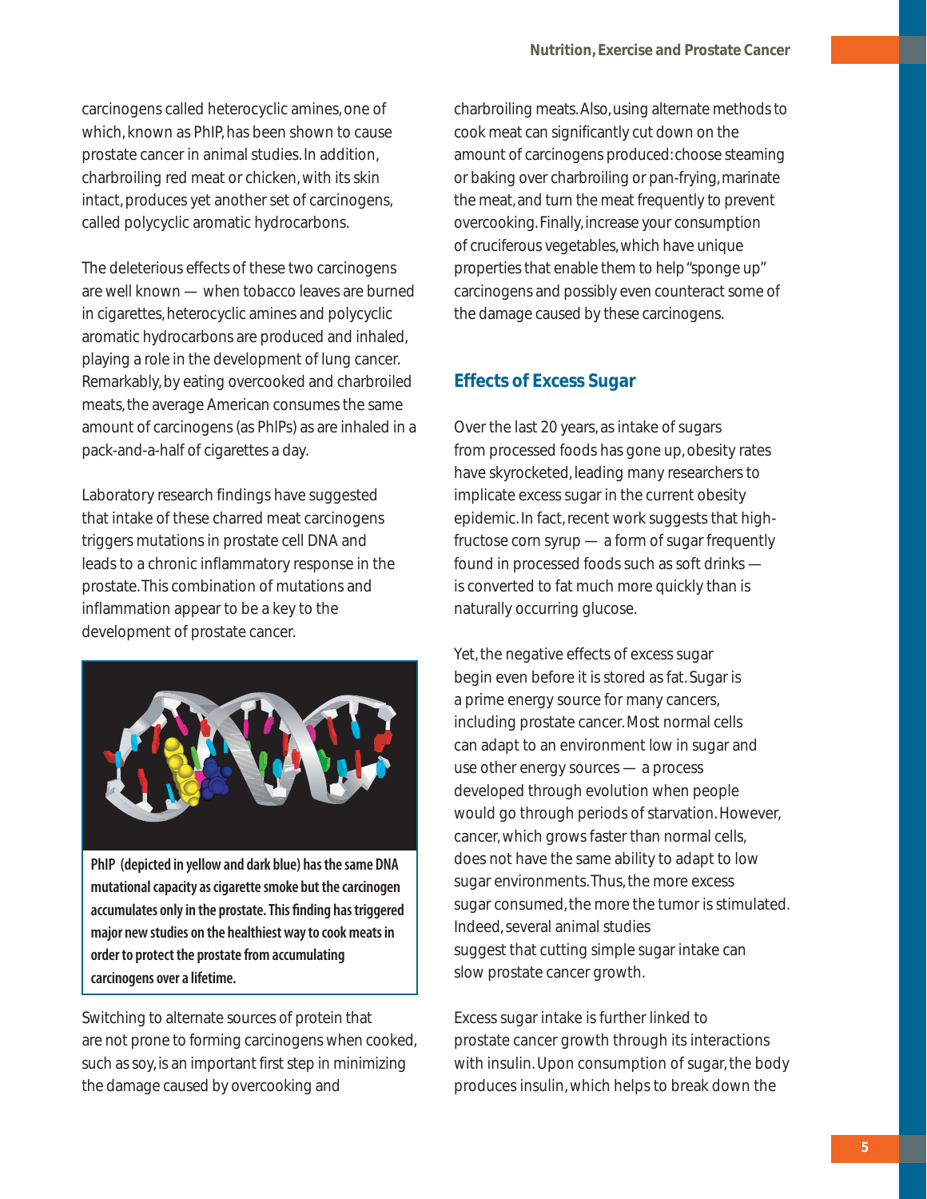carcinogens called heterocyclic amines, one of which, known as PhIP, has been shown to cause prostate cancer in animal studies. In addition, charbroiling red meat or chicken, with its skin intact, produces yet another set of carcinogens, called polycyclic aromatic hydrocarbons.

The deleterious effects of these two carcinogens are well known — when tobacco leaves are burned in cigarettes, heterocyclic amines and polycyclic aromatic hydrocarbons are produced and inhaled, playing a role in the development of lung cancer. Remarkably, by eating overcooked and charbroiled meats, the average American consumes the same amount of carcinogens (as PhIPs) as are inhaled in a pack-and-a-half of cigarettes a day.

Laboratory research findings have suggested that intake of these charred meat carcinogens triggers mutations in prostate cell DNA and leads to a chronic inflammatory response in the prostate. This combination of mutations and inflammation appear to be a key to the development of prostate cancer.

**PhIP (depicted in yellow and dark blue) has the same DNA mutational capacity as cigarette smoke but the carcinogen accumulates only in the prostate. This finding has triggered major new studies on the healthiest way to cook meats in order to protect the prostate from accumulating carcinogens over a lifetime.**

Switching to alternate sources of protein that are not prone to forming carcinogens when cooked, such as soy, is an important first step in minimizing the damage caused by overcooking and charbroiling meats. Also, using alternate methods to cook meat can significantly cut down on the amount of carcinogens produced: choose steaming or baking over charbroiling or pan-frying, marinate the meat, and turn the meat frequently to prevent overcooking. Finally, increase your consumption of cruciferous vegetables, which have unique properties that enable them to help "sponge up" carcinogens and possibly even counteract some of the damage caused by these carcinogens.

## Effects of Excess Sugar

Over the last 20 years, as intake of sugars from processed foods has gone up, obesity rates have skyrocketed, leading many researchers to implicate excess sugar in the current obesity epidemic. In fact, recent work suggests that high-fructose corn syrup — a form of sugar frequently found in processed foods such as soft drinks — is converted to fat much more quickly than is naturally occurring glucose.

Yet, the negative effects of excess sugar begin even before it is stored as fat. Sugar is a prime energy source for many cancers, including prostate cancer. Most normal cells can adapt to an environment low in sugar and use other energy sources — a process developed through evolution when people would go through periods of starvation. However, cancer, which grows faster than normal cells, does not have the same ability to adapt to low sugar environments. Thus, the more excess sugar consumed, the more the tumor is stimulated. Indeed, several animal studies suggest that cutting simple sugar intake can slow prostate cancer growth.

Excess sugar intake is further linked to prostate cancer growth through its interactions with insulin. Upon consumption of sugar, the body produces insulin, which helps to break down the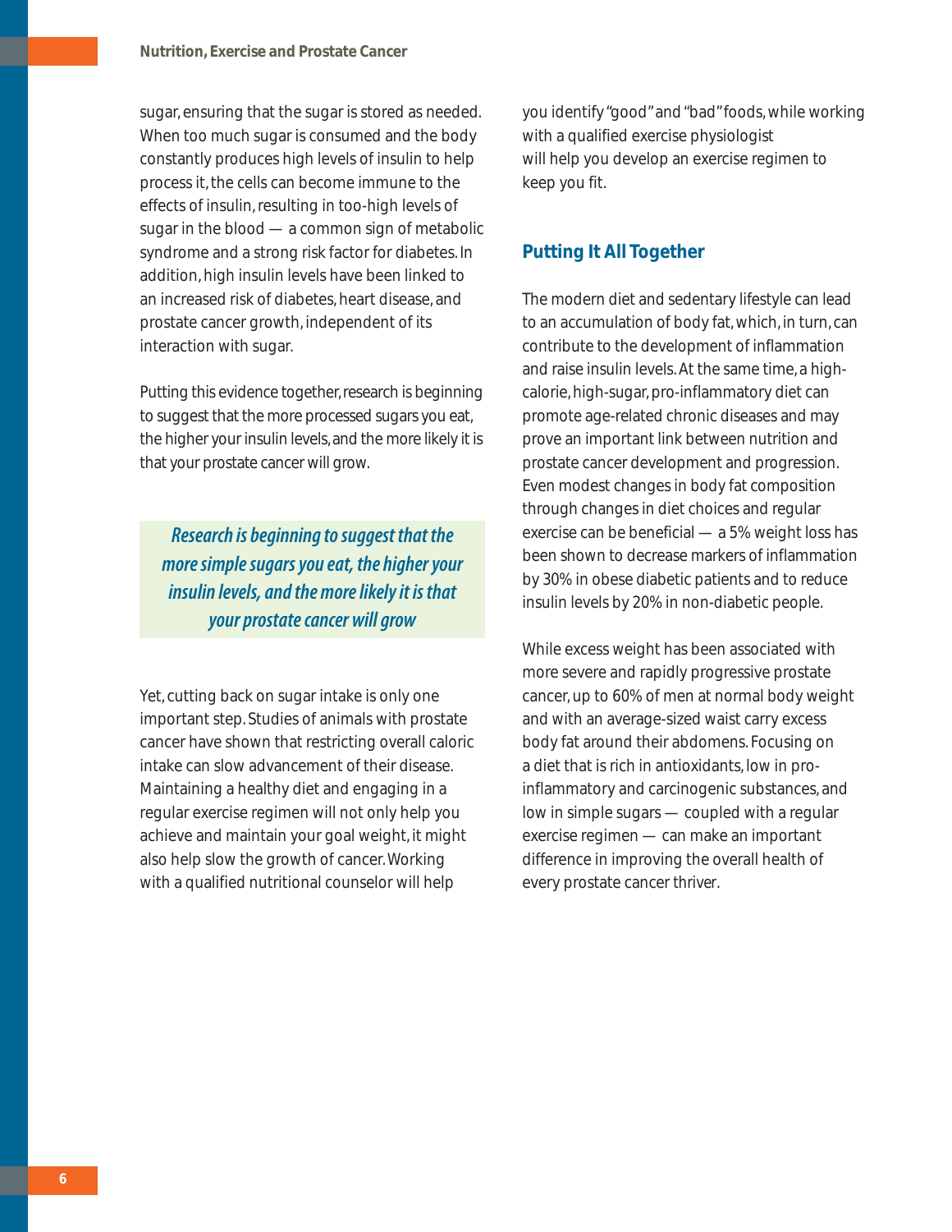sugar, ensuring that the sugar is stored as needed. When too much sugar is consumed and the body constantly produces high levels of insulin to help process it, the cells can become immune to the effects of insulin, resulting in too-high levels of sugar in the blood — a common sign of metabolic syndrome and a strong risk factor for diabetes. In addition, high insulin levels have been linked to an increased risk of diabetes, heart disease, and prostate cancer growth, independent of its interaction with sugar.

Putting this evidence together, research is beginning to suggest that the more processed sugars you eat, the higher your insulin levels, and the more likely it is that your prostate cancer will grow.

*Research is beginning to suggest that the more simple sugars you eat, the higher your insulin levels, and the more likely it is that your prostate cancer will grow*

Yet, cutting back on sugar intake is only one important step. Studies of animals with prostate cancer have shown that restricting overall caloric intake can slow advancement of their disease. Maintaining a healthy diet and engaging in a regular exercise regimen will not only help you achieve and maintain your goal weight, it might also help slow the growth of cancer. Working with a qualified nutritional counselor will help you identify "good" and "bad" foods, while working with a qualified exercise physiologist will help you develop an exercise regimen to keep you fit.

## Putting It All Together

The modern diet and sedentary lifestyle can lead to an accumulation of body fat, which, in turn, can contribute to the development of inflammation and raise insulin levels. At the same time, a high-calorie, high-sugar, pro-inflammatory diet can promote age-related chronic diseases and may prove an important link between nutrition and prostate cancer development and progression. Even modest changes in body fat composition through changes in diet choices and regular exercise can be beneficial — a 5% weight loss has been shown to decrease markers of inflammation by 30% in obese diabetic patients and to reduce insulin levels by 20% in non-diabetic people.

While excess weight has been associated with more severe and rapidly progressive prostate cancer, up to 60% of men at normal body weight and with an average-sized waist carry excess body fat around their abdomens. Focusing on a diet that is rich in antioxidants, low in pro-inflammatory and carcinogenic substances, and low in simple sugars — coupled with a regular exercise regimen — can make an important difference in improving the overall health of every prostate cancer thriver.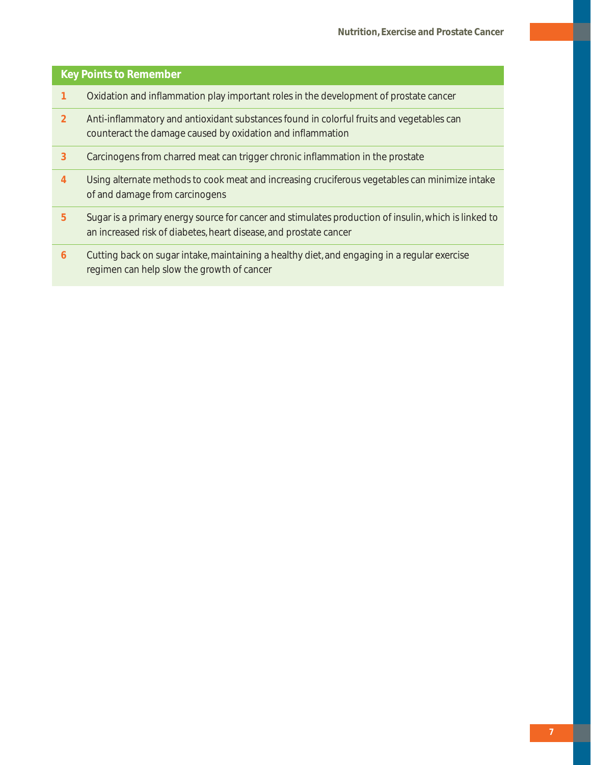## Key Points to Remember

1. Oxidation and inflammation play important roles in the development of prostate cancer
2. Anti-inflammatory and antioxidant substances found in colorful fruits and vegetables can counteract the damage caused by oxidation and inflammation
3. Carcinogens from charred meat can trigger chronic inflammation in the prostate
4. Using alternate methods to cook meat and increasing cruciferous vegetables can minimize intake of and damage from carcinogens
5. Sugar is a primary energy source for cancer and stimulates production of insulin, which is linked to an increased risk of diabetes, heart disease, and prostate cancer
6. Cutting back on sugar intake, maintaining a healthy diet, and engaging in a regular exercise regimen can help slow the growth of cancer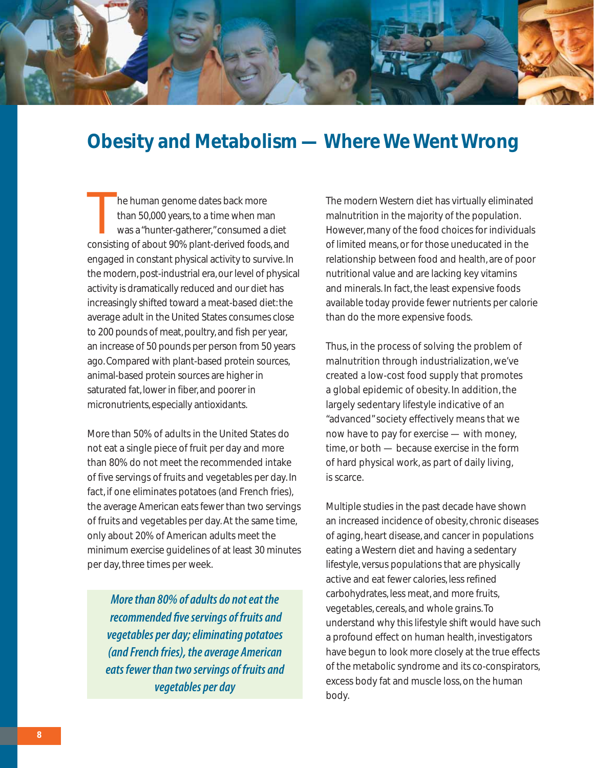## Obesity and Metabolism — Where We Went Wrong

The human genome dates back more than 50,000 years, to a time when man was a "hunter-gatherer," consumed a diet consisting of about 90% plant-derived foods, and engaged in constant physical activity to survive. In the modern, post-industrial era, our level of physical activity is dramatically reduced and our diet has increasingly shifted toward a meat-based diet: the average adult in the United States consumes close to 200 pounds of meat, poultry, and fish per year, an increase of 50 pounds per person from 50 years ago. Compared with plant-based protein sources, animal-based protein sources are higher in saturated fat, lower in fiber, and poorer in micronutrients, especially antioxidants.

More than 50% of adults in the United States do not eat a single piece of fruit per day and more than 80% do not meet the recommended intake of five servings of fruits and vegetables per day. In fact, if one eliminates potatoes (and French fries), the average American eats fewer than two servings of fruits and vegetables per day. At the same time, only about 20% of American adults meet the minimum exercise guidelines of at least 30 minutes per day, three times per week.

> *More than 80% of adults do not eat the recommended five servings of fruits and vegetables per day; eliminating potatoes (and French fries), the average American eats fewer than two servings of fruits and vegetables per day*

The modern Western diet has virtually eliminated malnutrition in the majority of the population. However, many of the food choices for individuals of limited means, or for those uneducated in the relationship between food and health, are of poor nutritional value and are lacking key vitamins and minerals. In fact, the least expensive foods available today provide fewer nutrients per calorie than do the more expensive foods.

Thus, in the process of solving the problem of malnutrition through industrialization, we've created a low-cost food supply that promotes a global epidemic of obesity. In addition, the largely sedentary lifestyle indicative of an "advanced" society effectively means that we now have to pay for exercise — with money, time, or both — because exercise in the form of hard physical work, as part of daily living, is scarce.

Multiple studies in the past decade have shown an increased incidence of obesity, chronic diseases of aging, heart disease, and cancer in populations eating a Western diet and having a sedentary lifestyle, versus populations that are physically active and eat fewer calories, less refined carbohydrates, less meat, and more fruits, vegetables, cereals, and whole grains. To understand why this lifestyle shift would have such a profound effect on human health, investigators have begun to look more closely at the true effects of the metabolic syndrome and its co-conspirators, excess body fat and muscle loss, on the human body.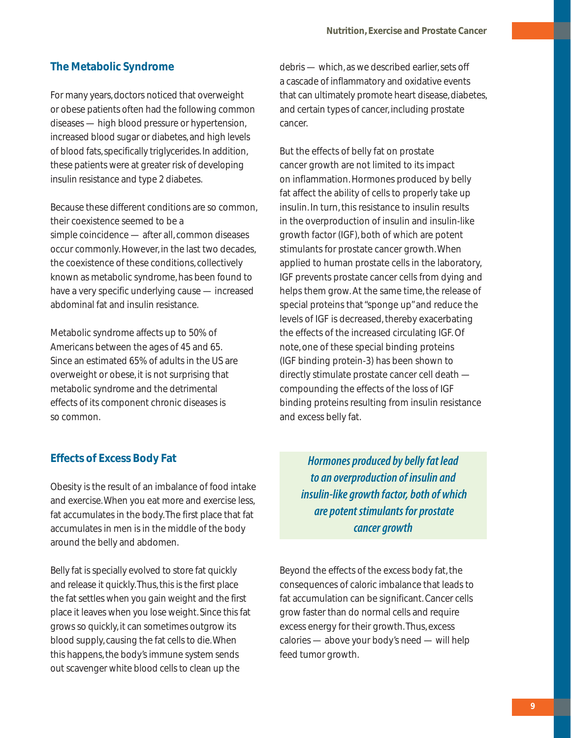## The Metabolic Syndrome

For many years, doctors noticed that overweight or obese patients often had the following common diseases — high blood pressure or hypertension, increased blood sugar or diabetes, and high levels of blood fats, specifically triglycerides. In addition, these patients were at greater risk of developing insulin resistance and type 2 diabetes.

Because these different conditions are so common, their coexistence seemed to be a simple coincidence — after all, common diseases occur commonly. However, in the last two decades, the coexistence of these conditions, collectively known as metabolic syndrome, has been found to have a very specific underlying cause — increased abdominal fat and insulin resistance.

Metabolic syndrome affects up to 50% of Americans between the ages of 45 and 65. Since an estimated 65% of adults in the US are overweight or obese, it is not surprising that metabolic syndrome and the detrimental effects of its component chronic diseases is so common.

## Effects of Excess Body Fat

Obesity is the result of an imbalance of food intake and exercise. When you eat more and exercise less, fat accumulates in the body. The first place that fat accumulates in men is in the middle of the body around the belly and abdomen.

Belly fat is specially evolved to store fat quickly and release it quickly. Thus, this is the first place the fat settles when you gain weight and the first place it leaves when you lose weight. Since this fat grows so quickly, it can sometimes outgrow its blood supply, causing the fat cells to die. When this happens, the body's immune system sends out scavenger white blood cells to clean up the debris — which, as we described earlier, sets off a cascade of inflammatory and oxidative events that can ultimately promote heart disease, diabetes, and certain types of cancer, including prostate cancer.

But the effects of belly fat on prostate cancer growth are not limited to its impact on inflammation. Hormones produced by belly fat affect the ability of cells to properly take up insulin. In turn, this resistance to insulin results in the overproduction of insulin and insulin-like growth factor (IGF), both of which are potent stimulants for prostate cancer growth. When applied to human prostate cells in the laboratory, IGF prevents prostate cancer cells from dying and helps them grow. At the same time, the release of special proteins that "sponge up" and reduce the levels of IGF is decreased, thereby exacerbating the effects of the increased circulating IGF. Of note, one of these special binding proteins (IGF binding protein-3) has been shown to directly stimulate prostate cancer cell death — compounding the effects of the loss of IGF binding proteins resulting from insulin resistance and excess belly fat.

> ***Hormones produced by belly fat lead to an overproduction of insulin and insulin-like growth factor, both of which are potent stimulants for prostate cancer growth***

Beyond the effects of the excess body fat, the consequences of caloric imbalance that leads to fat accumulation can be significant. Cancer cells grow faster than do normal cells and require excess energy for their growth. Thus, excess calories — above your body's need — will help feed tumor growth.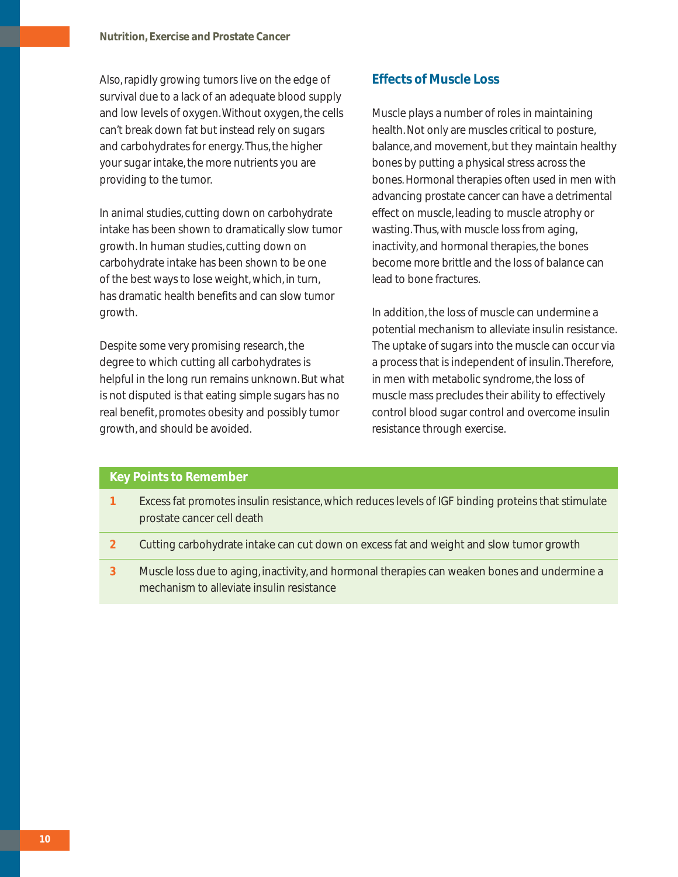Also, rapidly growing tumors live on the edge of survival due to a lack of an adequate blood supply and low levels of oxygen. Without oxygen, the cells can't break down fat but instead rely on sugars and carbohydrates for energy. Thus, the higher your sugar intake, the more nutrients you are providing to the tumor.

In animal studies, cutting down on carbohydrate intake has been shown to dramatically slow tumor growth. In human studies, cutting down on carbohydrate intake has been shown to be one of the best ways to lose weight, which, in turn, has dramatic health benefits and can slow tumor growth.

Despite some very promising research, the degree to which cutting all carbohydrates is helpful in the long run remains unknown. But what is not disputed is that eating simple sugars has no real benefit, promotes obesity and possibly tumor growth, and should be avoided.

## Effects of Muscle Loss

Muscle plays a number of roles in maintaining health. Not only are muscles critical to posture, balance, and movement, but they maintain healthy bones by putting a physical stress across the bones. Hormonal therapies often used in men with advancing prostate cancer can have a detrimental effect on muscle, leading to muscle atrophy or wasting. Thus, with muscle loss from aging, inactivity, and hormonal therapies, the bones become more brittle and the loss of balance can lead to bone fractures.

In addition, the loss of muscle can undermine a potential mechanism to alleviate insulin resistance. The uptake of sugars into the muscle can occur via a process that is independent of insulin. Therefore, in men with metabolic syndrome, the loss of muscle mass precludes their ability to effectively control blood sugar control and overcome insulin resistance through exercise.

### Key Points to Remember

1. Excess fat promotes insulin resistance, which reduces levels of IGF binding proteins that stimulate prostate cancer cell death
2. Cutting carbohydrate intake can cut down on excess fat and weight and slow tumor growth
3. Muscle loss due to aging, inactivity, and hormonal therapies can weaken bones and undermine a mechanism to alleviate insulin resistance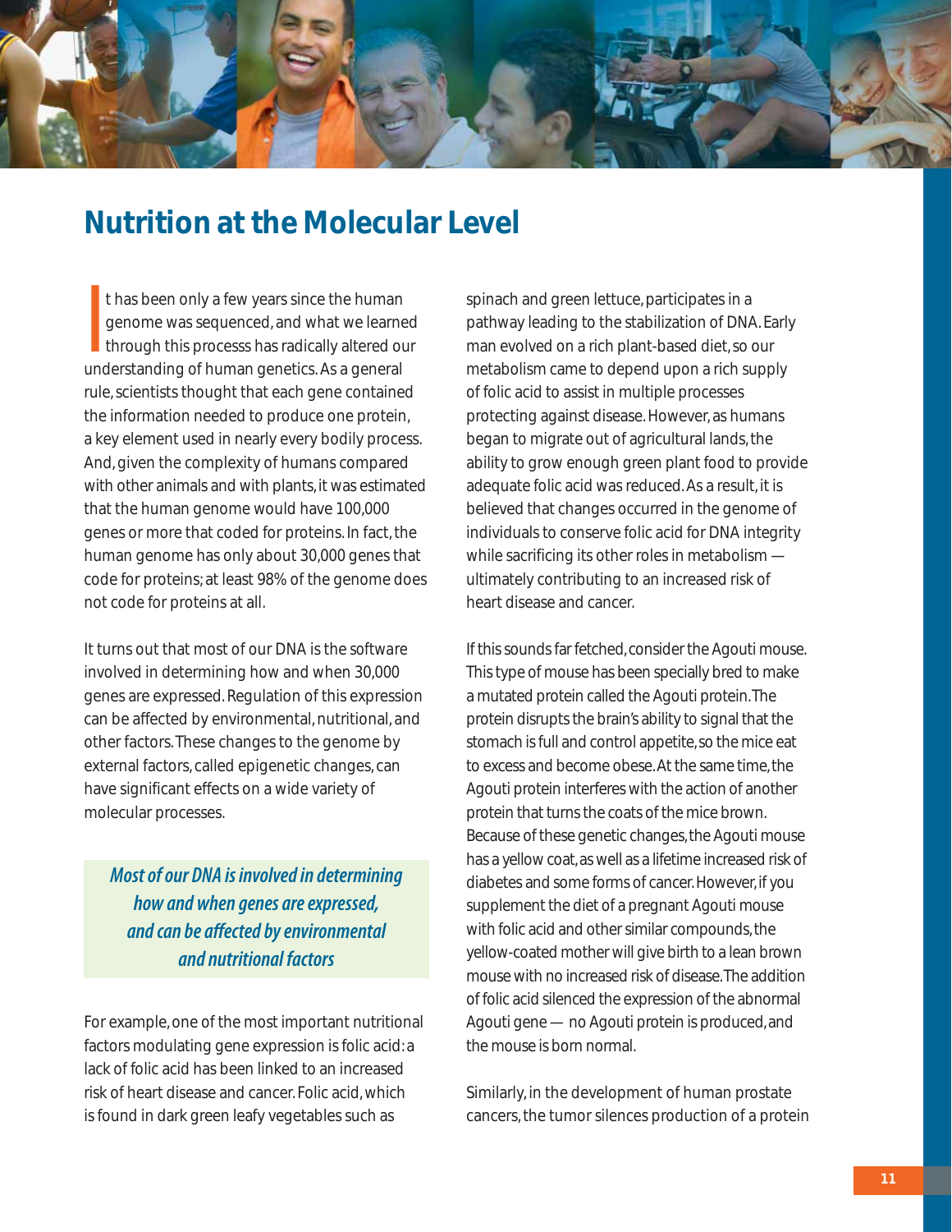# Nutrition at the Molecular Level

It has been only a few years since the human genome was sequenced, and what we learned through this processs has radically altered our understanding of human genetics. As a general rule, scientists thought that each gene contained the information needed to produce one protein, a key element used in nearly every bodily process. And, given the complexity of humans compared with other animals and with plants, it was estimated that the human genome would have 100,000 genes or more that coded for proteins. In fact, the human genome has only about 30,000 genes that code for proteins; at least 98% of the genome does not code for proteins at all.

It turns out that most of our DNA is the software involved in determining how and when 30,000 genes are expressed. Regulation of this expression can be affected by environmental, nutritional, and other factors. These changes to the genome by external factors, called epigenetic changes, can have significant effects on a wide variety of molecular processes.

> *Most of our DNA is involved in determining how and when genes are expressed, and can be affected by environmental and nutritional factors*

For example, one of the most important nutritional factors modulating gene expression is folic acid: a lack of folic acid has been linked to an increased risk of heart disease and cancer. Folic acid, which is found in dark green leafy vegetables such as spinach and green lettuce, participates in a pathway leading to the stabilization of DNA. Early man evolved on a rich plant-based diet, so our metabolism came to depend upon a rich supply of folic acid to assist in multiple processes protecting against disease. However, as humans began to migrate out of agricultural lands, the ability to grow enough green plant food to provide adequate folic acid was reduced. As a result, it is believed that changes occurred in the genome of individuals to conserve folic acid for DNA integrity while sacrificing its other roles in metabolism — ultimately contributing to an increased risk of heart disease and cancer.

If this sounds far fetched, consider the Agouti mouse. This type of mouse has been specially bred to make a mutated protein called the Agouti protein. The protein disrupts the brain's ability to signal that the stomach is full and control appetite, so the mice eat to excess and become obese. At the same time, the Agouti protein interferes with the action of another protein that turns the coats of the mice brown. Because of these genetic changes, the Agouti mouse has a yellow coat, as well as a lifetime increased risk of diabetes and some forms of cancer. However, if you supplement the diet of a pregnant Agouti mouse with folic acid and other similar compounds, the yellow-coated mother will give birth to a lean brown mouse with no increased risk of disease. The addition of folic acid silenced the expression of the abnormal Agouti gene — no Agouti protein is produced, and the mouse is born normal.

Similarly, in the development of human prostate cancers, the tumor silences production of a protein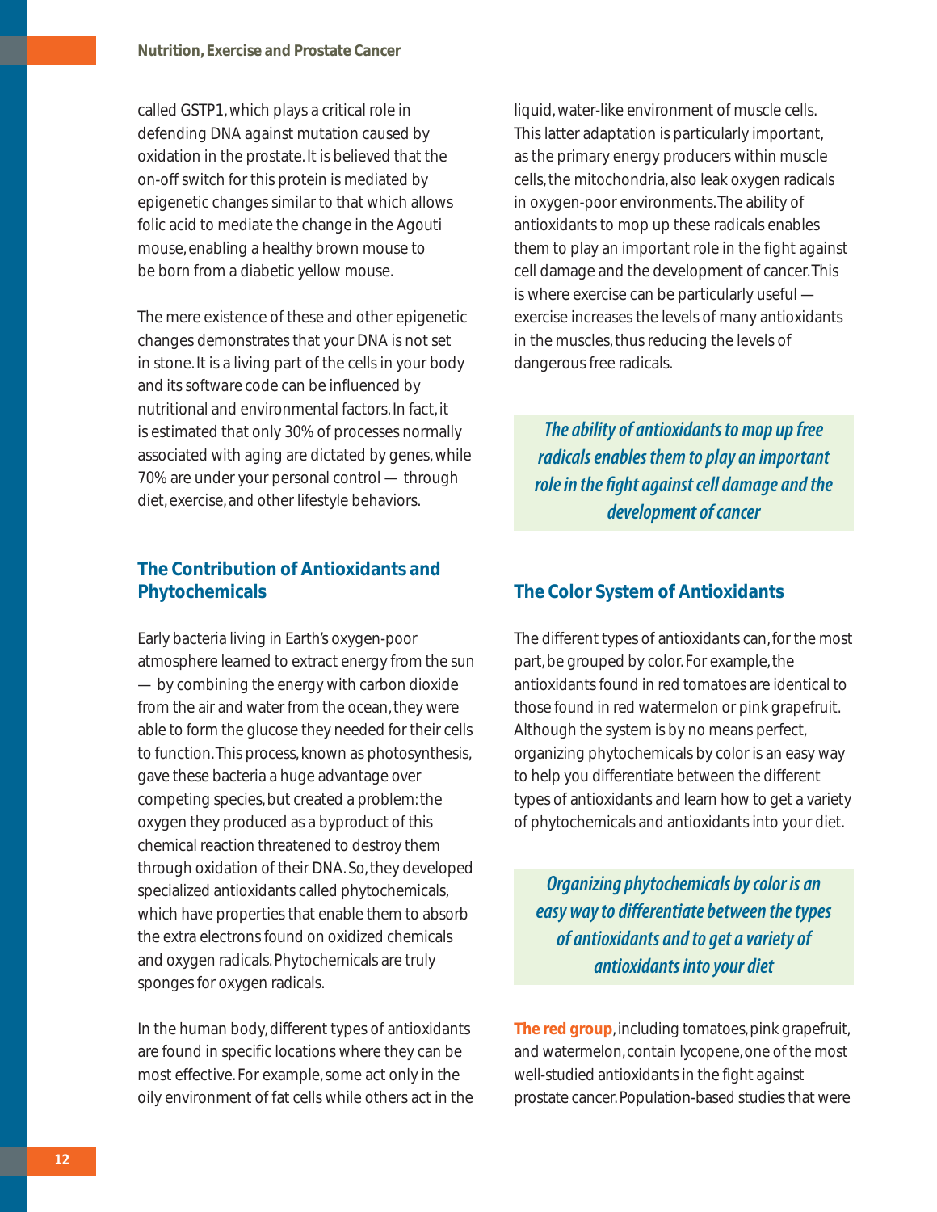called GSTP1, which plays a critical role in defending DNA against mutation caused by oxidation in the prostate. It is believed that the on-off switch for this protein is mediated by epigenetic changes similar to that which allows folic acid to mediate the change in the Agouti mouse, enabling a healthy brown mouse to be born from a diabetic yellow mouse.

The mere existence of these and other epigenetic changes demonstrates that your DNA is not set in stone. It is a living part of the cells in your body and its software code can be influenced by nutritional and environmental factors. In fact, it is estimated that only 30% of processes normally associated with aging are dictated by genes, while 70% are under your personal control — through diet, exercise, and other lifestyle behaviors.

## The Contribution of Antioxidants and Phytochemicals

Early bacteria living in Earth's oxygen-poor atmosphere learned to extract energy from the sun — by combining the energy with carbon dioxide from the air and water from the ocean, they were able to form the glucose they needed for their cells to function. This process, known as photosynthesis, gave these bacteria a huge advantage over competing species, but created a problem: the oxygen they produced as a byproduct of this chemical reaction threatened to destroy them through oxidation of their DNA. So, they developed specialized antioxidants called phytochemicals, which have properties that enable them to absorb the extra electrons found on oxidized chemicals and oxygen radicals. Phytochemicals are truly sponges for oxygen radicals.

In the human body, different types of antioxidants are found in specific locations where they can be most effective. For example, some act only in the oily environment of fat cells while others act in the liquid, water-like environment of muscle cells. This latter adaptation is particularly important, as the primary energy producers within muscle cells, the mitochondria, also leak oxygen radicals in oxygen-poor environments. The ability of antioxidants to mop up these radicals enables them to play an important role in the fight against cell damage and the development of cancer. This is where exercise can be particularly useful — exercise increases the levels of many antioxidants in the muscles, thus reducing the levels of dangerous free radicals.

*The ability of antioxidants to mop up free radicals enables them to play an important role in the fight against cell damage and the development of cancer*

## The Color System of Antioxidants

The different types of antioxidants can, for the most part, be grouped by color. For example, the antioxidants found in red tomatoes are identical to those found in red watermelon or pink grapefruit. Although the system is by no means perfect, organizing phytochemicals by color is an easy way to help you differentiate between the different types of antioxidants and learn how to get a variety of phytochemicals and antioxidants into your diet.

*Organizing phytochemicals by color is an easy way to differentiate between the types of antioxidants and to get a variety of antioxidants into your diet*

**The red group**, including tomatoes, pink grapefruit, and watermelon, contain lycopene, one of the most well-studied antioxidants in the fight against prostate cancer. Population-based studies that were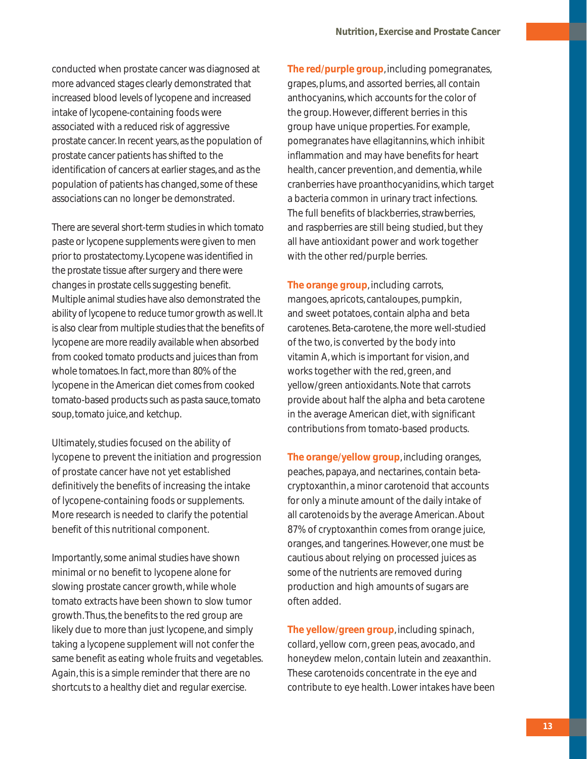conducted when prostate cancer was diagnosed at more advanced stages clearly demonstrated that increased blood levels of lycopene and increased intake of lycopene-containing foods were associated with a reduced risk of aggressive prostate cancer. In recent years, as the population of prostate cancer patients has shifted to the identification of cancers at earlier stages, and as the population of patients has changed, some of these associations can no longer be demonstrated.

There are several short-term studies in which tomato paste or lycopene supplements were given to men prior to prostatectomy. Lycopene was identified in the prostate tissue after surgery and there were changes in prostate cells suggesting benefit. Multiple animal studies have also demonstrated the ability of lycopene to reduce tumor growth as well. It is also clear from multiple studies that the benefits of lycopene are more readily available when absorbed from cooked tomato products and juices than from whole tomatoes. In fact, more than 80% of the lycopene in the American diet comes from cooked tomato-based products such as pasta sauce, tomato soup, tomato juice, and ketchup.

Ultimately, studies focused on the ability of lycopene to prevent the initiation and progression of prostate cancer have not yet established definitively the benefits of increasing the intake of lycopene-containing foods or supplements. More research is needed to clarify the potential benefit of this nutritional component.

Importantly, some animal studies have shown minimal or no benefit to lycopene alone for slowing prostate cancer growth, while whole tomato extracts have been shown to slow tumor growth. Thus, the benefits to the red group are likely due to more than just lycopene, and simply taking a lycopene supplement will not confer the same benefit as eating whole fruits and vegetables. Again, this is a simple reminder that there are no shortcuts to a healthy diet and regular exercise.

**The red/purple group**, including pomegranates, grapes, plums, and assorted berries, all contain anthocyanins, which accounts for the color of the group. However, different berries in this group have unique properties. For example, pomegranates have ellagitannins, which inhibit inflammation and may have benefits for heart health, cancer prevention, and dementia, while cranberries have proanthocyanidins, which target a bacteria common in urinary tract infections. The full benefits of blackberries, strawberries, and raspberries are still being studied, but they all have antioxidant power and work together with the other red/purple berries.

**The orange group**, including carrots, mangoes, apricots, cantaloupes, pumpkin, and sweet potatoes, contain alpha and beta carotenes. Beta-carotene, the more well-studied of the two, is converted by the body into vitamin A, which is important for vision, and works together with the red, green, and yellow/green antioxidants. Note that carrots provide about half the alpha and beta carotene in the average American diet, with significant contributions from tomato-based products.

**The orange/yellow group**, including oranges, peaches, papaya, and nectarines, contain beta-cryptoxanthin, a minor carotenoid that accounts for only a minute amount of the daily intake of all carotenoids by the average American. About 87% of cryptoxanthin comes from orange juice, oranges, and tangerines. However, one must be cautious about relying on processed juices as some of the nutrients are removed during production and high amounts of sugars are often added.

**The yellow/green group**, including spinach, collard, yellow corn, green peas, avocado, and honeydew melon, contain lutein and zeaxanthin. These carotenoids concentrate in the eye and contribute to eye health. Lower intakes have been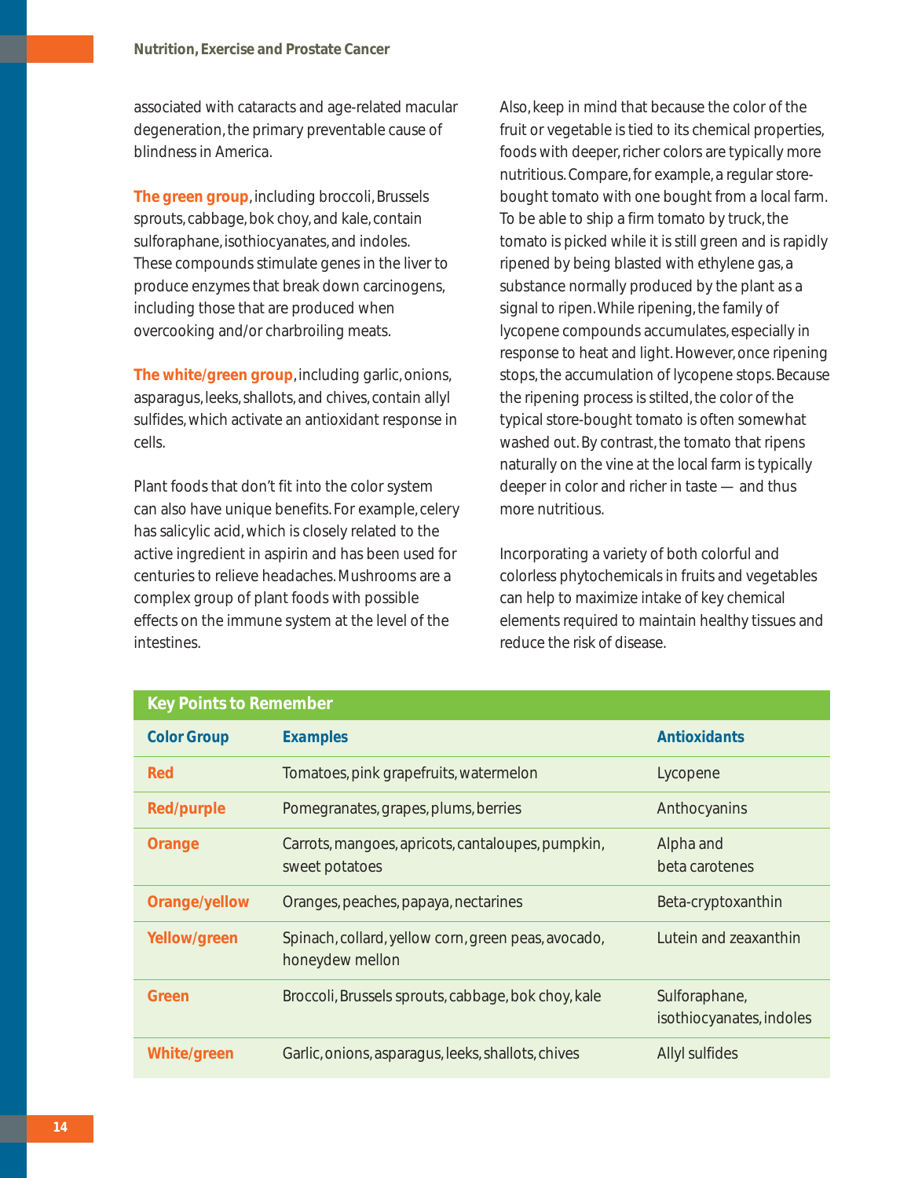associated with cataracts and age-related macular degeneration, the primary preventable cause of blindness in America.

**The green group**, including broccoli, Brussels sprouts, cabbage, bok choy, and kale, contain sulforaphane, isothiocyanates, and indoles. These compounds stimulate genes in the liver to produce enzymes that break down carcinogens, including those that are produced when overcooking and/or charbroiling meats.

**The white/green group**, including garlic, onions, asparagus, leeks, shallots, and chives, contain allyl sulfides, which activate an antioxidant response in cells.

Plant foods that don't fit into the color system can also have unique benefits. For example, celery has salicylic acid, which is closely related to the active ingredient in aspirin and has been used for centuries to relieve headaches. Mushrooms are a complex group of plant foods with possible effects on the immune system at the level of the intestines.

Also, keep in mind that because the color of the fruit or vegetable is tied to its chemical properties, foods with deeper, richer colors are typically more nutritious. Compare, for example, a regular store-bought tomato with one bought from a local farm. To be able to ship a firm tomato by truck, the tomato is picked while it is still green and is rapidly ripened by being blasted with ethylene gas, a substance normally produced by the plant as a signal to ripen. While ripening, the family of lycopene compounds accumulates, especially in response to heat and light. However, once ripening stops, the accumulation of lycopene stops. Because the ripening process is stilted, the color of the typical store-bought tomato is often somewhat washed out. By contrast, the tomato that ripens naturally on the vine at the local farm is typically deeper in color and richer in taste — and thus more nutritious.

Incorporating a variety of both colorful and colorless phytochemicals in fruits and vegetables can help to maximize intake of key chemical elements required to maintain healthy tissues and reduce the risk of disease.

**Key Points to Remember**

| Color Group | Examples | Antioxidants |
|---|---|---|
| Red | Tomatoes, pink grapefruits, watermelon | Lycopene |
| Red/purple | Pomegranates, grapes, plums, berries | Anthocyanins |
| Orange | Carrots, mangoes, apricots, cantaloupes, pumpkin, sweet potatoes | Alpha and beta carotenes |
| Orange/yellow | Oranges, peaches, papaya, nectarines | Beta-cryptoxanthin |
| Yellow/green | Spinach, collard, yellow corn, green peas, avocado, honeydew mellon | Lutein and zeaxanthin |
| Green | Broccoli, Brussels sprouts, cabbage, bok choy, kale | Sulforaphane, isothiocyanates, indoles |
| White/green | Garlic, onions, asparagus, leeks, shallots, chives | Allyl sulfides |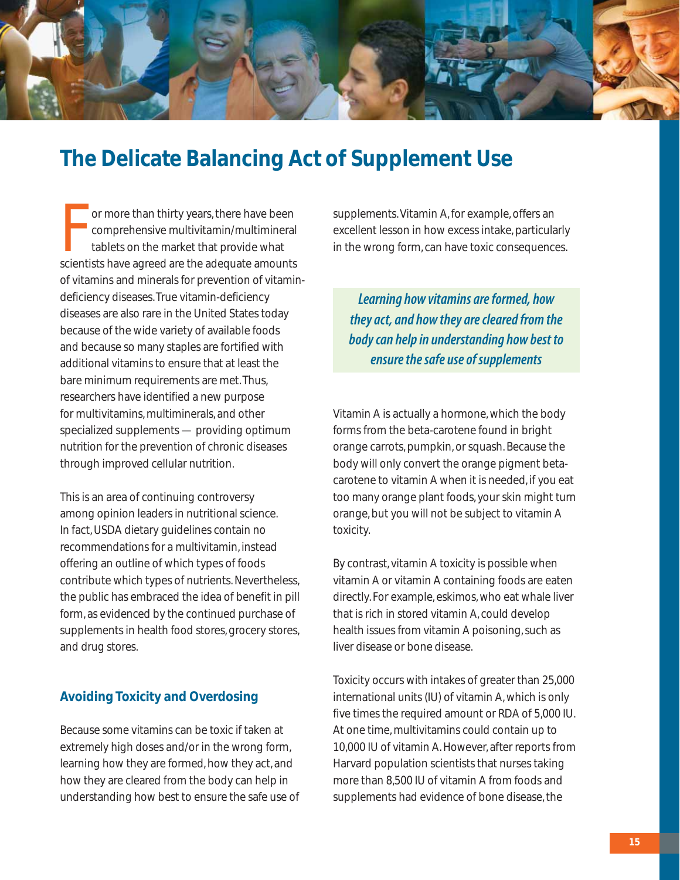# The Delicate Balancing Act of Supplement Use

For more than thirty years, there have been comprehensive multivitamin/multimineral tablets on the market that provide what scientists have agreed are the adequate amounts of vitamins and minerals for prevention of vitamin-deficiency diseases. True vitamin-deficiency diseases are also rare in the United States today because of the wide variety of available foods and because so many staples are fortified with additional vitamins to ensure that at least the bare minimum requirements are met. Thus, researchers have identified a new purpose for multivitamins, multiminerals, and other specialized supplements — providing optimum nutrition for the prevention of chronic diseases through improved cellular nutrition.

This is an area of continuing controversy among opinion leaders in nutritional science. In fact, USDA dietary guidelines contain no recommendations for a multivitamin, instead offering an outline of which types of foods contribute which types of nutrients. Nevertheless, the public has embraced the idea of benefit in pill form, as evidenced by the continued purchase of supplements in health food stores, grocery stores, and drug stores.

## Avoiding Toxicity and Overdosing

Because some vitamins can be toxic if taken at extremely high doses and/or in the wrong form, learning how they are formed, how they act, and how they are cleared from the body can help in understanding how best to ensure the safe use of supplements. Vitamin A, for example, offers an excellent lesson in how excess intake, particularly in the wrong form, can have toxic consequences.

> ***Learning how vitamins are formed, how they act, and how they are cleared from the body can help in understanding how best to ensure the safe use of supplements***

Vitamin A is actually a hormone, which the body forms from the beta-carotene found in bright orange carrots, pumpkin, or squash. Because the body will only convert the orange pigment beta-carotene to vitamin A when it is needed, if you eat too many orange plant foods, your skin might turn orange, but you will not be subject to vitamin A toxicity.

By contrast, vitamin A toxicity is possible when vitamin A or vitamin A containing foods are eaten directly. For example, eskimos, who eat whale liver that is rich in stored vitamin A, could develop health issues from vitamin A poisoning, such as liver disease or bone disease.

Toxicity occurs with intakes of greater than 25,000 international units (IU) of vitamin A, which is only five times the required amount or RDA of 5,000 IU. At one time, multivitamins could contain up to 10,000 IU of vitamin A. However, after reports from Harvard population scientists that nurses taking more than 8,500 IU of vitamin A from foods and supplements had evidence of bone disease, the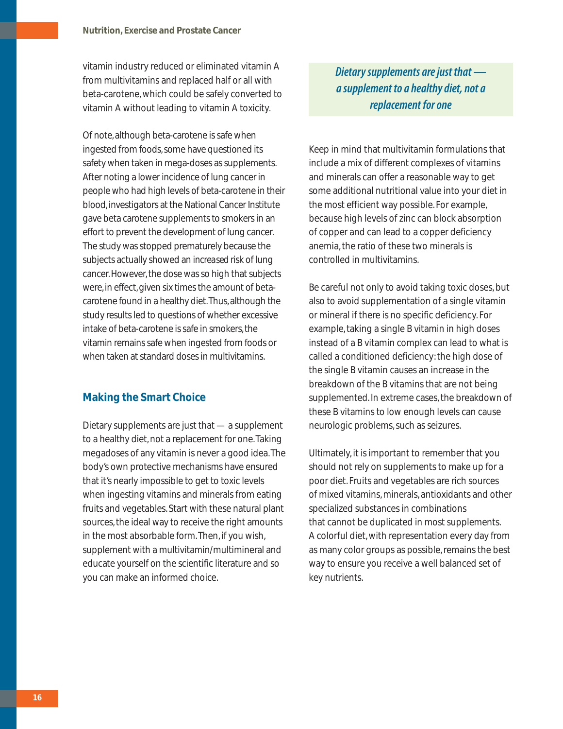vitamin industry reduced or eliminated vitamin A from multivitamins and replaced half or all with beta-carotene, which could be safely converted to vitamin A without leading to vitamin A toxicity.

Of note, although beta-carotene is safe when ingested from foods, some have questioned its safety when taken in mega-doses as supplements. After noting a lower incidence of lung cancer in people who had high levels of beta-carotene in their blood, investigators at the National Cancer Institute gave beta carotene supplements to smokers in an effort to prevent the development of lung cancer. The study was stopped prematurely because the subjects actually showed an *increased* risk of lung cancer. However, the dose was so high that subjects were, in effect, given six times the amount of beta-carotene found in a healthy diet. Thus, although the study results led to questions of whether excessive intake of beta-carotene is safe in smokers, the vitamin remains safe when ingested from foods or when taken at standard doses in multivitamins.

## Making the Smart Choice

Dietary supplements are just that — a supplement to a healthy diet, not a replacement for one. Taking megadoses of any vitamin is never a good idea. The body's own protective mechanisms have ensured that it's nearly impossible to get to toxic levels when ingesting vitamins and minerals from eating fruits and vegetables. Start with these natural plant sources, the ideal way to receive the right amounts in the most absorbable form. Then, if you wish, supplement with a multivitamin/multimineral and educate yourself on the scientific literature and so you can make an informed choice.

***Dietary supplements are just that — a supplement to a healthy diet, not a replacement for one***

Keep in mind that multivitamin formulations that include a mix of different complexes of vitamins and minerals can offer a reasonable way to get some additional nutritional value into your diet in the most efficient way possible. For example, because high levels of zinc can block absorption of copper and can lead to a copper deficiency anemia, the ratio of these two minerals is controlled in multivitamins.

Be careful not only to avoid taking toxic doses, but also to avoid supplementation of a single vitamin or mineral if there is no specific deficiency. For example, taking a single B vitamin in high doses instead of a B vitamin complex can lead to what is called a conditioned deficiency: the high dose of the single B vitamin causes an increase in the breakdown of the B vitamins that are not being supplemented. In extreme cases, the breakdown of these B vitamins to low enough levels can cause neurologic problems, such as seizures.

Ultimately, it is important to remember that you should not rely on supplements to make up for a poor diet. Fruits and vegetables are rich sources of mixed vitamins, minerals, antioxidants and other specialized substances in combinations that cannot be duplicated in most supplements. A colorful diet, with representation every day from as many color groups as possible, remains the best way to ensure you receive a well balanced set of key nutrients.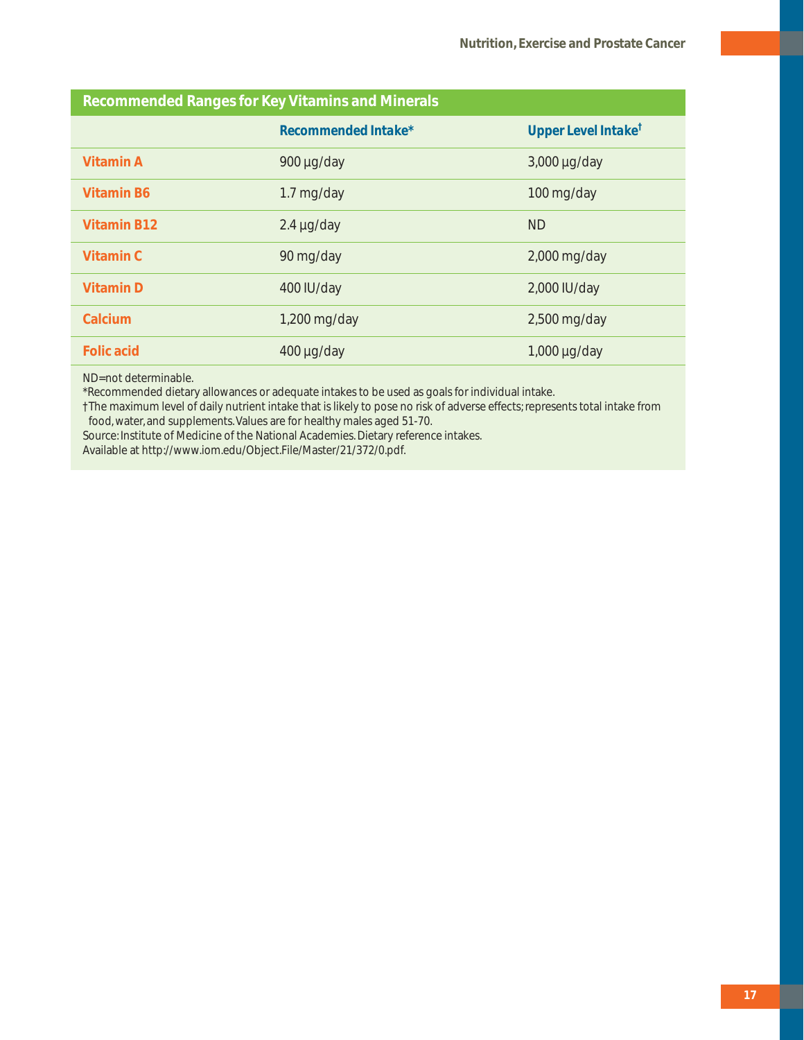## Recommended Ranges for Key Vitamins and Minerals

| | Recommended Intake* | Upper Level Intake† |
|---|---|---|
| **Vitamin A** | 900 µg/day | 3,000 µg/day |
| **Vitamin B6** | 1.7 mg/day | 100 mg/day |
| **Vitamin B12** | 2.4 µg/day | ND |
| **Vitamin C** | 90 mg/day | 2,000 mg/day |
| **Vitamin D** | 400 IU/day | 2,000 IU/day |
| **Calcium** | 1,200 mg/day | 2,500 mg/day |
| **Folic acid** | 400 µg/day | 1,000 µg/day |

ND=not determinable.
*Recommended dietary allowances or adequate intakes to be used as goals for individual intake.
†The maximum level of daily nutrient intake that is likely to pose no risk of adverse effects; represents total intake from food, water, and supplements. Values are for healthy males aged 51-70.
Source: Institute of Medicine of the National Academies. Dietary reference intakes.
Available at http://www.iom.edu/Object.File/Master/21/372/0.pdf.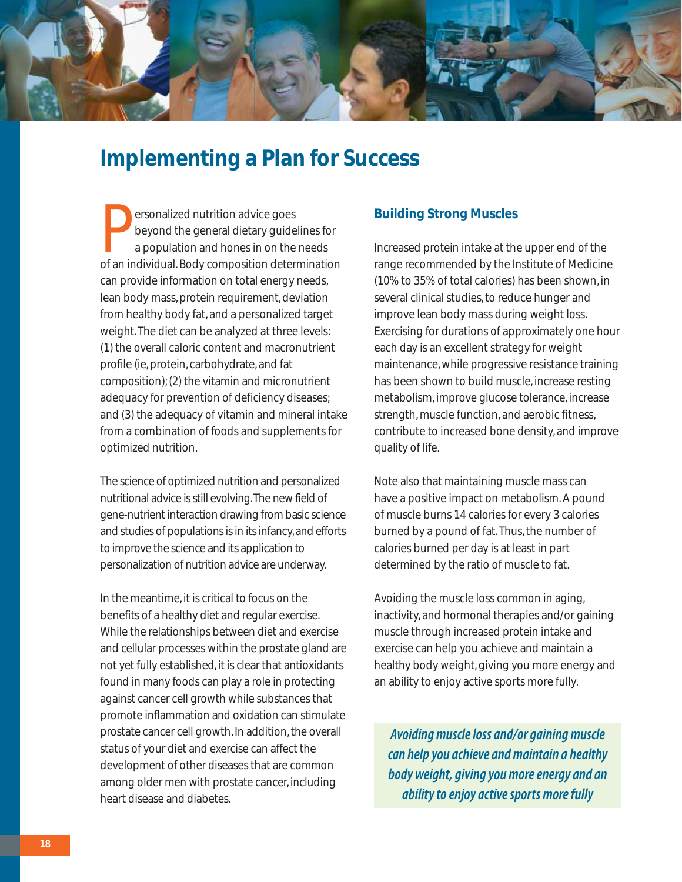# Implementing a Plan for Success

Personalized nutrition advice goes beyond the general dietary guidelines for a population and hones in on the needs of an individual. Body composition determination can provide information on total energy needs, lean body mass, protein requirement, deviation from healthy body fat, and a personalized target weight. The diet can be analyzed at three levels: (1) the overall caloric content and macronutrient profile (ie, protein, carbohydrate, and fat composition); (2) the vitamin and micronutrient adequacy for prevention of deficiency diseases; and (3) the adequacy of vitamin and mineral intake from a combination of foods and supplements for optimized nutrition.

The science of optimized nutrition and personalized nutritional advice is still evolving. The new field of gene-nutrient interaction drawing from basic science and studies of populations is in its infancy, and efforts to improve the science and its application to personalization of nutrition advice are underway.

In the meantime, it is critical to focus on the benefits of a healthy diet and regular exercise. While the relationships between diet and exercise and cellular processes within the prostate gland are not yet fully established, it is clear that antioxidants found in many foods can play a role in protecting against cancer cell growth while substances that promote inflammation and oxidation can stimulate prostate cancer cell growth. In addition, the overall status of your diet and exercise can affect the development of other diseases that are common among older men with prostate cancer, including heart disease and diabetes.

## Building Strong Muscles

Increased protein intake at the upper end of the range recommended by the Institute of Medicine (10% to 35% of total calories) has been shown, in several clinical studies, to reduce hunger and improve lean body mass during weight loss. Exercising for durations of approximately one hour each day is an excellent strategy for weight maintenance, while progressive resistance training has been shown to build muscle, increase resting metabolism, improve glucose tolerance, increase strength, muscle function, and aerobic fitness, contribute to increased bone density, and improve quality of life.

Note also that maintaining muscle mass can have a positive impact on metabolism. A pound of muscle burns 14 calories for every 3 calories burned by a pound of fat. Thus, the number of calories burned per day is at least in part determined by the ratio of muscle to fat.

Avoiding the muscle loss common in aging, inactivity, and hormonal therapies and/or gaining muscle through increased protein intake and exercise can help you achieve and maintain a healthy body weight, giving you more energy and an ability to enjoy active sports more fully.

> *Avoiding muscle loss and/or gaining muscle can help you achieve and maintain a healthy body weight, giving you more energy and an ability to enjoy active sports more fully*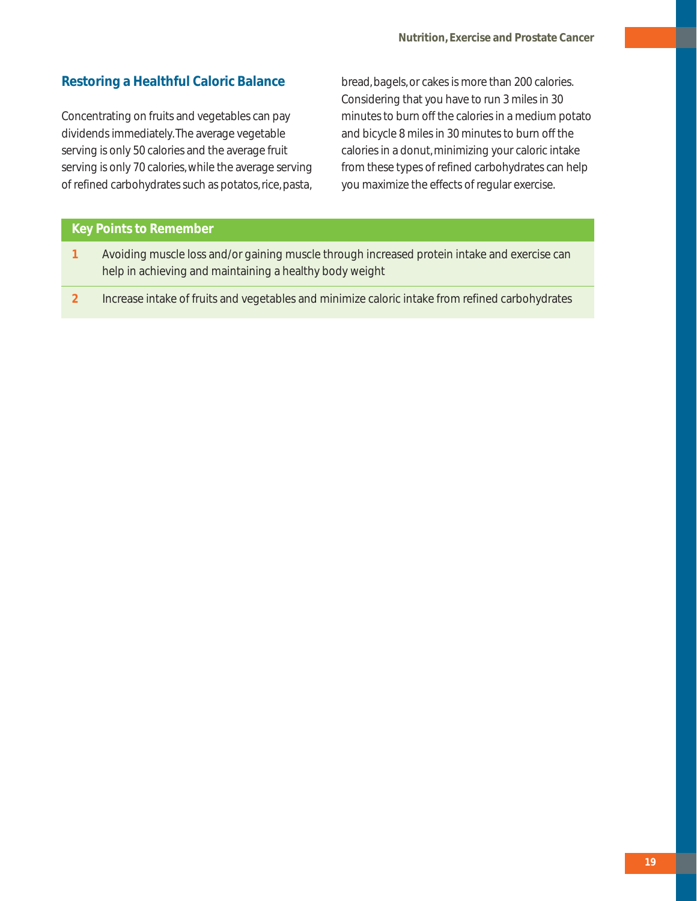## Restoring a Healthful Caloric Balance

Concentrating on fruits and vegetables can pay dividends immediately. The average vegetable serving is only 50 calories and the average fruit serving is only 70 calories, while the average serving of refined carbohydrates such as potatos, rice, pasta, bread, bagels, or cakes is more than 200 calories. Considering that you have to run 3 miles in 30 minutes to burn off the calories in a medium potato and bicycle 8 miles in 30 minutes to burn off the calories in a donut, minimizing your caloric intake from these types of refined carbohydrates can help you maximize the effects of regular exercise.

| Key Points to Remember | |
|---|---|
| 1 | Avoiding muscle loss and/or gaining muscle through increased protein intake and exercise can help in achieving and maintaining a healthy body weight |
| 2 | Increase intake of fruits and vegetables and minimize caloric intake from refined carbohydrates |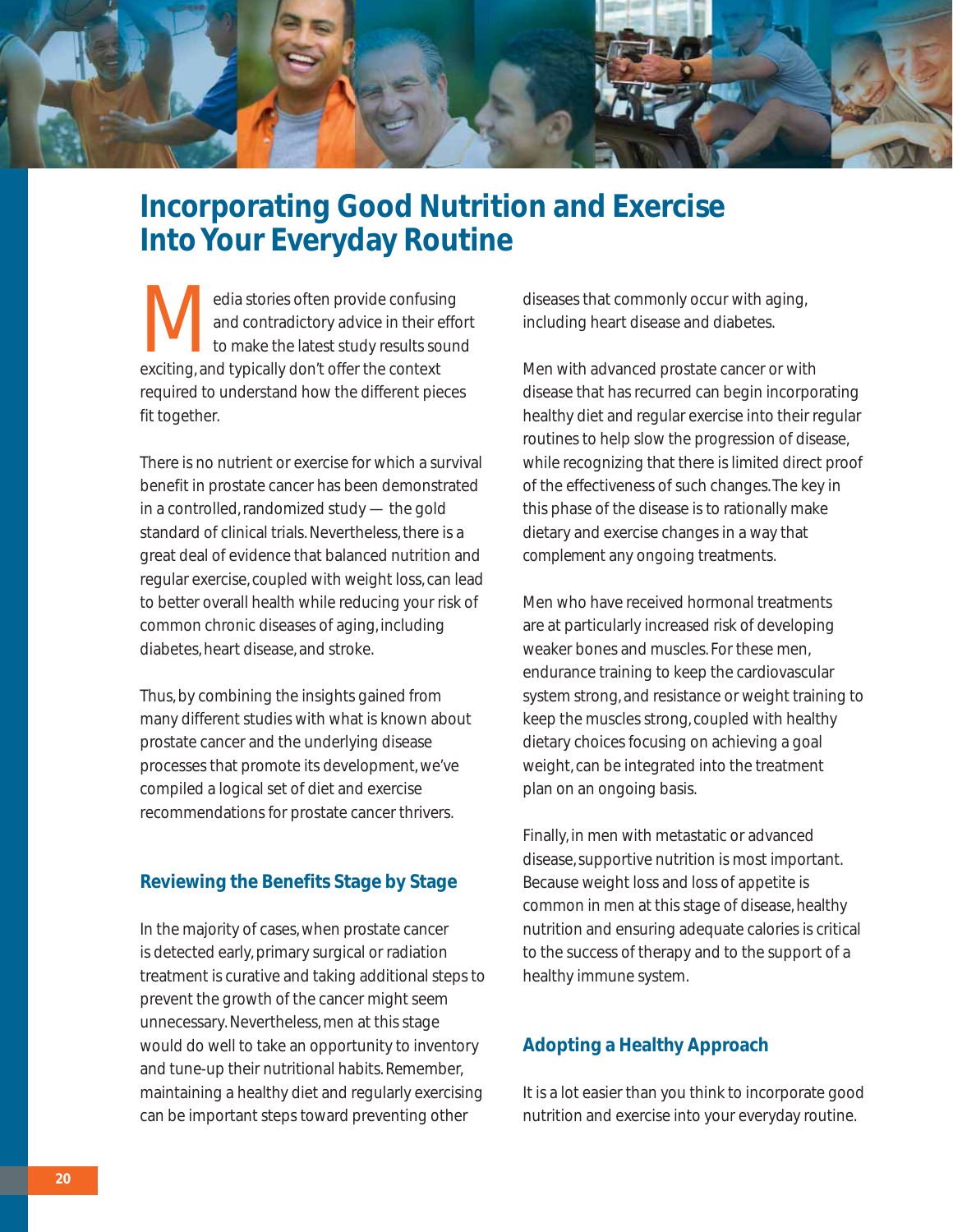# Incorporating Good Nutrition and Exercise Into Your Everyday Routine

Media stories often provide confusing and contradictory advice in their effort to make the latest study results sound exciting, and typically don't offer the context required to understand how the different pieces fit together.

There is no nutrient or exercise for which a survival benefit in prostate cancer has been demonstrated in a controlled, randomized study — the gold standard of clinical trials. Nevertheless, there is a great deal of evidence that balanced nutrition and regular exercise, coupled with weight loss, can lead to better overall health while reducing your risk of common chronic diseases of aging, including diabetes, heart disease, and stroke.

Thus, by combining the insights gained from many different studies with what is known about prostate cancer and the underlying disease processes that promote its development, we've compiled a logical set of diet and exercise recommendations for prostate cancer thrivers.

## Reviewing the Benefits Stage by Stage

In the majority of cases, when prostate cancer is detected early, primary surgical or radiation treatment is curative and taking additional steps to prevent the growth of the cancer might seem unnecessary. Nevertheless, men at this stage would do well to take an opportunity to inventory and tune-up their nutritional habits. Remember, maintaining a healthy diet and regularly exercising can be important steps toward preventing other diseases that commonly occur with aging, including heart disease and diabetes.

Men with advanced prostate cancer or with disease that has recurred can begin incorporating healthy diet and regular exercise into their regular routines to help slow the progression of disease, while recognizing that there is limited direct proof of the effectiveness of such changes. The key in this phase of the disease is to rationally make dietary and exercise changes in a way that complement any ongoing treatments.

Men who have received hormonal treatments are at particularly increased risk of developing weaker bones and muscles. For these men, endurance training to keep the cardiovascular system strong, and resistance or weight training to keep the muscles strong, coupled with healthy dietary choices focusing on achieving a goal weight, can be integrated into the treatment plan on an ongoing basis.

Finally, in men with metastatic or advanced disease, supportive nutrition is most important. Because weight loss and loss of appetite is common in men at this stage of disease, healthy nutrition and ensuring adequate calories is critical to the success of therapy and to the support of a healthy immune system.

## Adopting a Healthy Approach

It is a lot easier than you think to incorporate good nutrition and exercise into your everyday routine.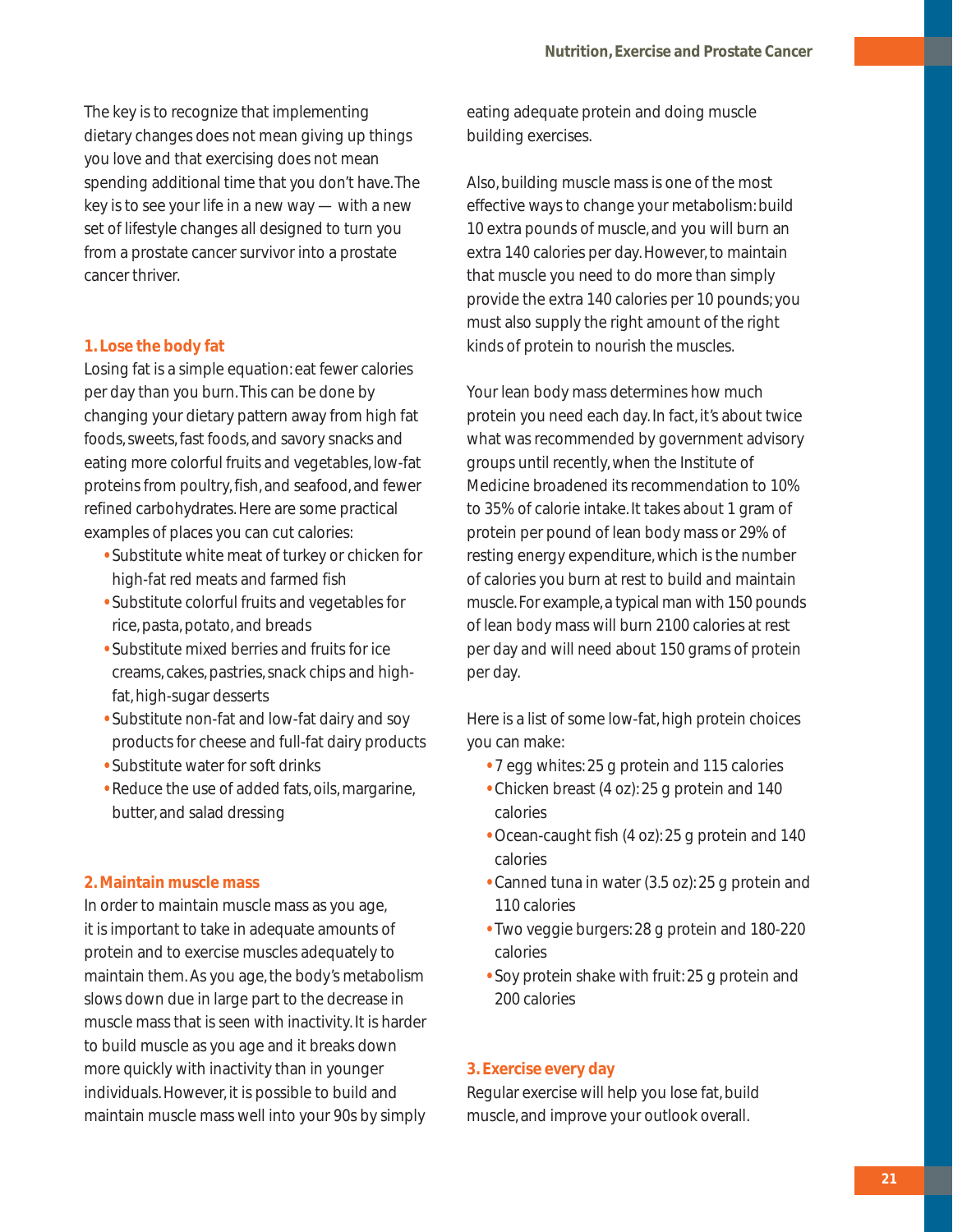The key is to recognize that implementing dietary changes does not mean giving up things you love and that exercising does not mean spending additional time that you don't have. The key is to see your life in a new way — with a new set of lifestyle changes all designed to turn you from a prostate cancer survivor into a prostate cancer thriver.

### 1. Lose the body fat

Losing fat is a simple equation: eat fewer calories per day than you burn. This can be done by changing your dietary pattern away from high fat foods, sweets, fast foods, and savory snacks and eating more colorful fruits and vegetables, low-fat proteins from poultry, fish, and seafood, and fewer refined carbohydrates. Here are some practical examples of places you can cut calories:

- Substitute white meat of turkey or chicken for high-fat red meats and farmed fish
- Substitute colorful fruits and vegetables for rice, pasta, potato, and breads
- Substitute mixed berries and fruits for ice creams, cakes, pastries, snack chips and high-fat, high-sugar desserts
- Substitute non-fat and low-fat dairy and soy products for cheese and full-fat dairy products
- Substitute water for soft drinks
- Reduce the use of added fats, oils, margarine, butter, and salad dressing

### 2. Maintain muscle mass

In order to maintain muscle mass as you age, it is important to take in adequate amounts of protein and to exercise muscles adequately to maintain them. As you age, the body's metabolism slows down due in large part to the decrease in muscle mass that is seen with inactivity. It is harder to build muscle as you age and it breaks down more quickly with inactivity than in younger individuals. However, it is possible to build and maintain muscle mass well into your 90s by simply eating adequate protein and doing muscle building exercises.

Also, building muscle mass is one of the most effective ways to change your metabolism: build 10 extra pounds of muscle, and you will burn an extra 140 calories per day. However, to maintain that muscle you need to do more than simply provide the extra 140 calories per 10 pounds; you must also supply the right amount of the right kinds of protein to nourish the muscles.

Your lean body mass determines how much protein you need each day. In fact, it's about twice what was recommended by government advisory groups until recently, when the Institute of Medicine broadened its recommendation to 10% to 35% of calorie intake. It takes about 1 gram of protein per pound of lean body mass or 29% of resting energy expenditure, which is the number of calories you burn at rest to build and maintain muscle. For example, a typical man with 150 pounds of lean body mass will burn 2100 calories at rest per day and will need about 150 grams of protein per day.

Here is a list of some low-fat, high protein choices you can make:

- 7 egg whites: 25 g protein and 115 calories
- Chicken breast (4 oz): 25 g protein and 140 calories
- Ocean-caught fish (4 oz): 25 g protein and 140 calories
- Canned tuna in water (3.5 oz): 25 g protein and 110 calories
- Two veggie burgers: 28 g protein and 180-220 calories
- Soy protein shake with fruit: 25 g protein and 200 calories

### 3. Exercise every day

Regular exercise will help you lose fat, build muscle, and improve your outlook overall.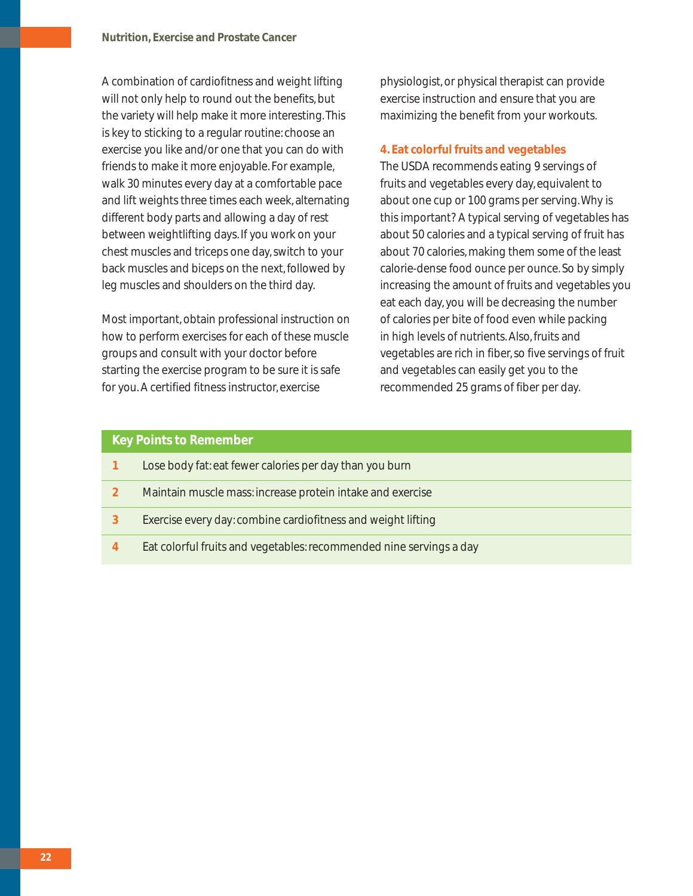A combination of cardiofitness and weight lifting will not only help to round out the benefits, but the variety will help make it more interesting. This is key to sticking to a regular routine: choose an exercise you like and/or one that you can do with friends to make it more enjoyable. For example, walk 30 minutes every day at a comfortable pace and lift weights three times each week, alternating different body parts and allowing a day of rest between weightlifting days. If you work on your chest muscles and triceps one day, switch to your back muscles and biceps on the next, followed by leg muscles and shoulders on the third day.

Most important, obtain professional instruction on how to perform exercises for each of these muscle groups and consult with your doctor before starting the exercise program to be sure it is safe for you. A certified fitness instructor, exercise physiologist, or physical therapist can provide exercise instruction and ensure that you are maximizing the benefit from your workouts.

### 4. Eat colorful fruits and vegetables

The USDA recommends eating 9 servings of fruits and vegetables every day, equivalent to about one cup or 100 grams per serving. Why is this important? A typical serving of vegetables has about 50 calories and a typical serving of fruit has about 70 calories, making them some of the least calorie-dense food ounce per ounce. So by simply increasing the amount of fruits and vegetables you eat each day, you will be decreasing the number of calories per bite of food even while packing in high levels of nutrients. Also, fruits and vegetables are rich in fiber, so five servings of fruit and vegetables can easily get you to the recommended 25 grams of fiber per day.

| Key Points to Remember | |
|---|---|
| 1 | Lose body fat: eat fewer calories per day than you burn |
| 2 | Maintain muscle mass: increase protein intake and exercise |
| 3 | Exercise every day: combine cardiofitness and weight lifting |
| 4 | Eat colorful fruits and vegetables: recommended nine servings a day |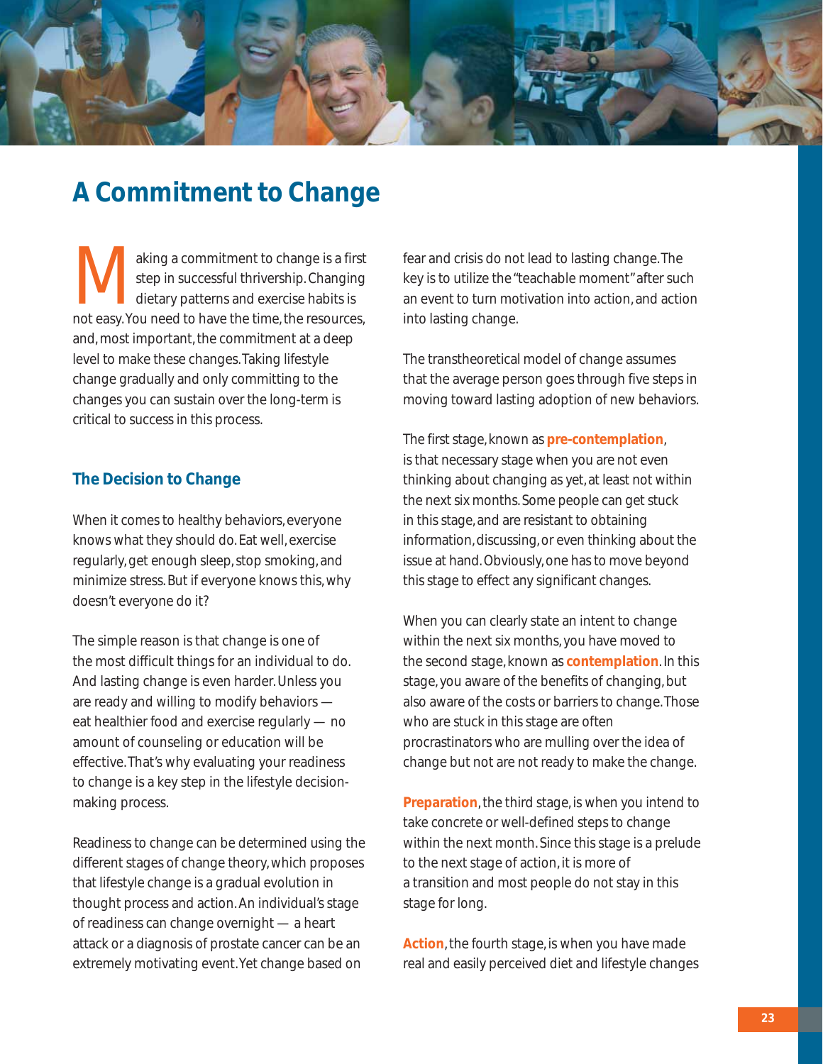# A Commitment to Change

Making a commitment to change is a first step in successful thrivership. Changing dietary patterns and exercise habits is not easy. You need to have the time, the resources, and, most important, the commitment at a deep level to make these changes. Taking lifestyle change gradually and only committing to the changes you can sustain over the long-term is critical to success in this process.

## The Decision to Change

When it comes to healthy behaviors, everyone knows what they should do. Eat well, exercise regularly, get enough sleep, stop smoking, and minimize stress. But if everyone knows this, why doesn't everyone do it?

The simple reason is that change is one of the most difficult things for an individual to do. And lasting change is even harder. Unless you are ready and willing to modify behaviors — eat healthier food and exercise regularly — no amount of counseling or education will be effective. That's why evaluating your readiness to change is a key step in the lifestyle decision-making process.

Readiness to change can be determined using the different stages of change theory, which proposes that lifestyle change is a gradual evolution in thought process and action. An individual's stage of readiness can change overnight — a heart attack or a diagnosis of prostate cancer can be an extremely motivating event. Yet change based on fear and crisis do not lead to lasting change. The key is to utilize the "teachable moment" after such an event to turn motivation into action, and action into lasting change.

The transtheoretical model of change assumes that the average person goes through five steps in moving toward lasting adoption of new behaviors.

The first stage, known as **pre-contemplation**, is that necessary stage when you are not even thinking about changing as yet, at least not within the next six months. Some people can get stuck in this stage, and are resistant to obtaining information, discussing, or even thinking about the issue at hand. Obviously, one has to move beyond this stage to effect any significant changes.

When you can clearly state an intent to change within the next six months, you have moved to the second stage, known as **contemplation**. In this stage, you aware of the benefits of changing, but also aware of the costs or barriers to change. Those who are stuck in this stage are often procrastinators who are mulling over the idea of change but not are not ready to make the change.

**Preparation**, the third stage, is when you intend to take concrete or well-defined steps to change within the next month. Since this stage is a prelude to the next stage of action, it is more of a transition and most people do not stay in this stage for long.

**Action**, the fourth stage, is when you have made real and easily perceived diet and lifestyle changes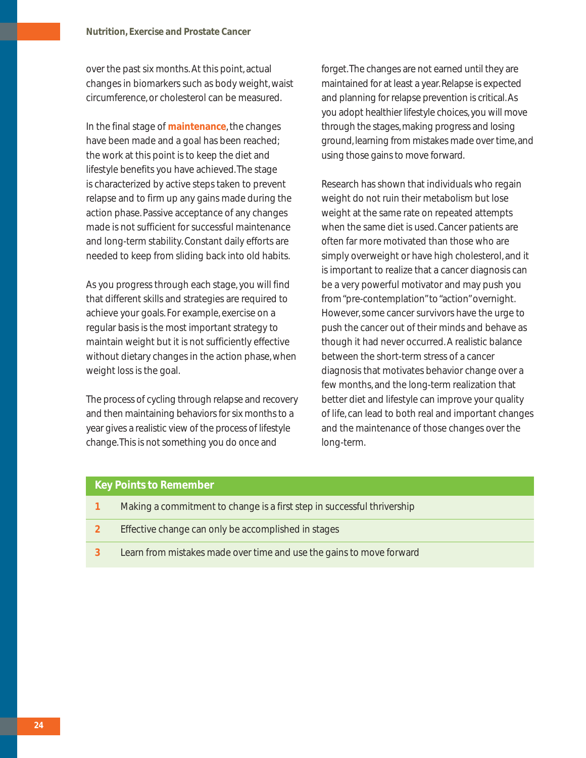over the past six months. At this point, actual changes in biomarkers such as body weight, waist circumference, or cholesterol can be measured.

In the final stage of **maintenance**, the changes have been made and a goal has been reached; the work at this point is to keep the diet and lifestyle benefits you have achieved. The stage is characterized by active steps taken to prevent relapse and to firm up any gains made during the action phase. Passive acceptance of any changes made is not sufficient for successful maintenance and long-term stability. Constant daily efforts are needed to keep from sliding back into old habits.

As you progress through each stage, you will find that different skills and strategies are required to achieve your goals. For example, exercise on a regular basis is the most important strategy to maintain weight but it is not sufficiently effective without dietary changes in the action phase, when weight loss is the goal.

The process of cycling through relapse and recovery and then maintaining behaviors for six months to a year gives a realistic view of the process of lifestyle change. This is not something you do once and forget. The changes are not earned until they are maintained for at least a year. Relapse is expected and planning for relapse prevention is critical. As you adopt healthier lifestyle choices, you will move through the stages, making progress and losing ground, learning from mistakes made over time, and using those gains to move forward.

Research has shown that individuals who regain weight do not ruin their metabolism but lose weight at the same rate on repeated attempts when the same diet is used. Cancer patients are often far more motivated than those who are simply overweight or have high cholesterol, and it is important to realize that a cancer diagnosis can be a very powerful motivator and may push you from "pre-contemplation" to "action" overnight. However, some cancer survivors have the urge to push the cancer out of their minds and behave as though it had never occurred. A realistic balance between the short-term stress of a cancer diagnosis that motivates behavior change over a few months, and the long-term realization that better diet and lifestyle can improve your quality of life, can lead to both real and important changes and the maintenance of those changes over the long-term.

| Key Points to Remember | |
|---|---|
| 1 | Making a commitment to change is a first step in successful thrivership |
| 2 | Effective change can only be accomplished in stages |
| 3 | Learn from mistakes made over time and use the gains to move forward |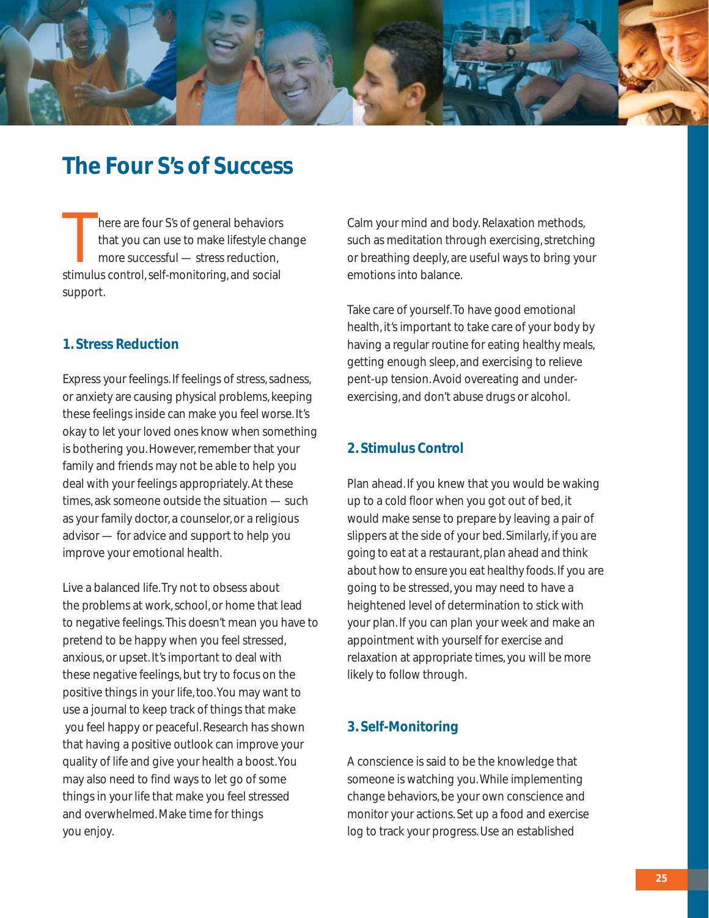## The Four S's of Success

There are four S's of general behaviors that you can use to make lifestyle change more successful — stress reduction, stimulus control, self-monitoring, and social support.

### 1. Stress Reduction

Express your feelings. If feelings of stress, sadness, or anxiety are causing physical problems, keeping these feelings inside can make you feel worse. It's okay to let your loved ones know when something is bothering you. However, remember that your family and friends may not be able to help you deal with your feelings appropriately. At these times, ask someone outside the situation — such as your family doctor, a counselor, or a religious advisor — for advice and support to help you improve your emotional health.

Live a balanced life. Try not to obsess about the problems at work, school, or home that lead to negative feelings. This doesn't mean you have to pretend to be happy when you feel stressed, anxious, or upset. It's important to deal with these negative feelings, but try to focus on the positive things in your life, too. You may want to use a journal to keep track of things that make you feel happy or peaceful. Research has shown that having a positive outlook can improve your quality of life and give your health a boost. You may also need to find ways to let go of some things in your life that make you feel stressed and overwhelmed. Make time for things you enjoy.

Calm your mind and body. Relaxation methods, such as meditation through exercising, stretching or breathing deeply, are useful ways to bring your emotions into balance.

Take care of yourself. To have good emotional health, it's important to take care of your body by having a regular routine for eating healthy meals, getting enough sleep, and exercising to relieve pent-up tension. Avoid overeating and under-exercising, and don't abuse drugs or alcohol.

### 2. Stimulus Control

Plan ahead. If you knew that you would be waking up to a cold floor when you got out of bed, it would make sense to prepare by leaving a pair of slippers at the side of your bed. Similarly, if you are going to eat at a restaurant, plan ahead and think about how to ensure you eat healthy foods. If you are going to be stressed, you may need to have a heightened level of determination to stick with your plan. If you can plan your week and make an appointment with yourself for exercise and relaxation at appropriate times, you will be more likely to follow through.

### 3. Self-Monitoring

A conscience is said to be the knowledge that someone is watching you. While implementing change behaviors, be your own conscience and monitor your actions. Set up a food and exercise log to track your progress. Use an established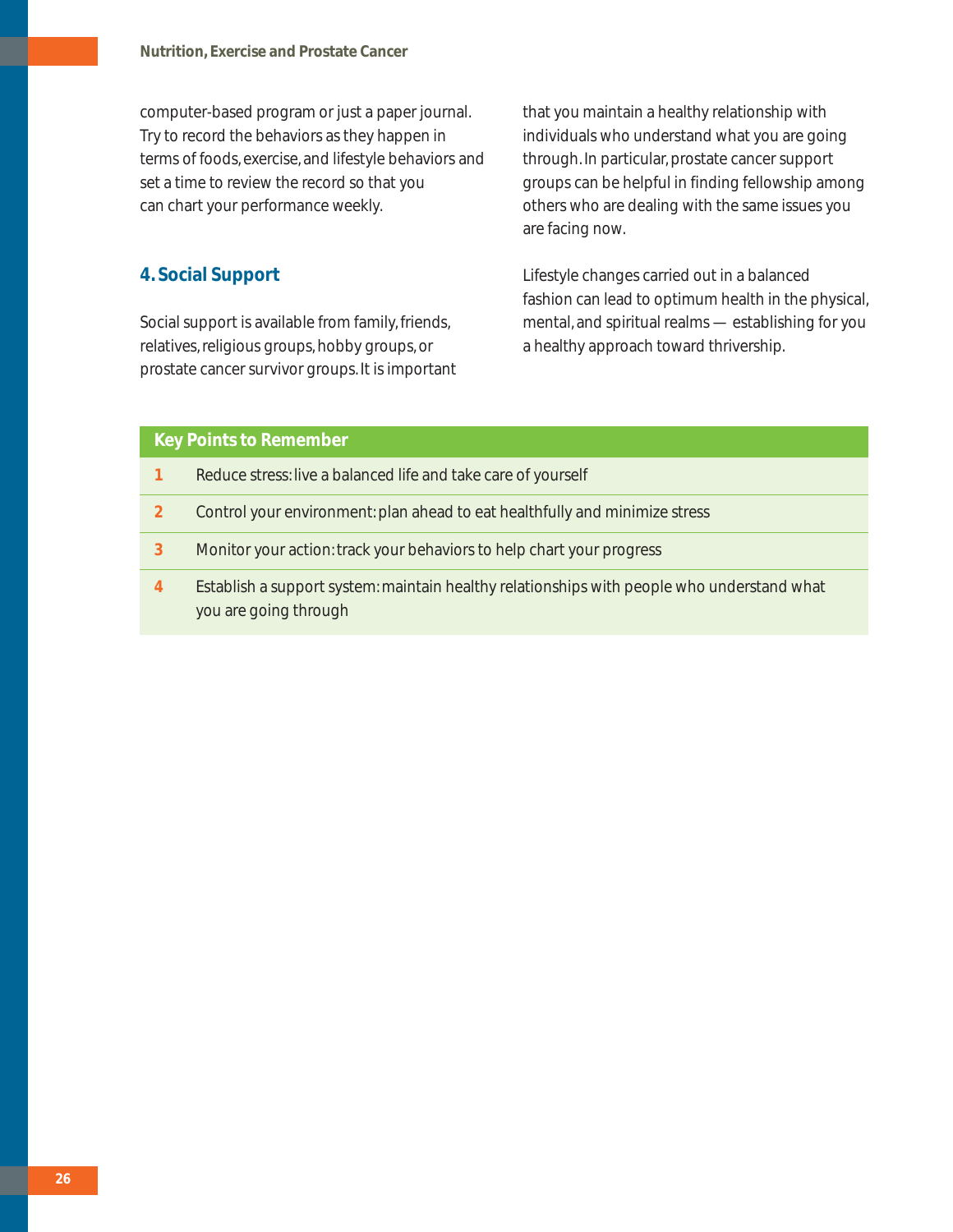computer-based program or just a paper journal. Try to record the behaviors as they happen in terms of foods, exercise, and lifestyle behaviors and set a time to review the record so that you can chart your performance weekly.

### 4. Social Support

Social support is available from family, friends, relatives, religious groups, hobby groups, or prostate cancer survivor groups. It is important that you maintain a healthy relationship with individuals who understand what you are going through. In particular, prostate cancer support groups can be helpful in finding fellowship among others who are dealing with the same issues you are facing now.

Lifestyle changes carried out in a balanced fashion can lead to optimum health in the physical, mental, and spiritual realms — establishing for you a healthy approach toward thrivership.

| Key Points to Remember | |
|---|---|
| 1 | Reduce stress: live a balanced life and take care of yourself |
| 2 | Control your environment: plan ahead to eat healthfully and minimize stress |
| 3 | Monitor your action: track your behaviors to help chart your progress |
| 4 | Establish a support system: maintain healthy relationships with people who understand what you are going through |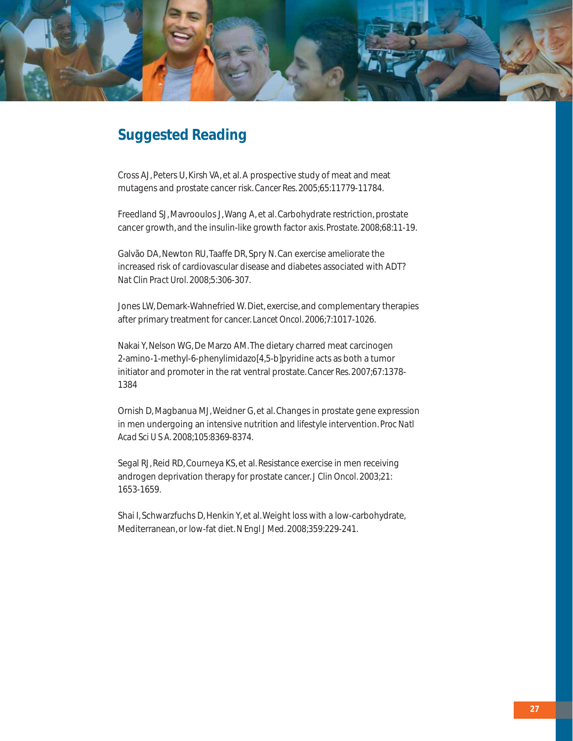## Suggested Reading

Cross AJ, Peters U, Kirsh VA, et al. A prospective study of meat and meat mutagens and prostate cancer risk. *Cancer Res.* 2005;65:11779-11784.

Freedland SJ, Mavrooulos J, Wang A, et al. Carbohydrate restriction, prostate cancer growth, and the insulin-like growth factor axis. *Prostate.* 2008;68:11-19.

Galvão DA, Newton RU, Taaffe DR, Spry N. Can exercise ameliorate the increased risk of cardiovascular disease and diabetes associated with ADT? *Nat Clin Pract Urol.* 2008;5:306-307.

Jones LW, Demark-Wahnefried W. Diet, exercise, and complementary therapies after primary treatment for cancer. *Lancet Oncol.* 2006;7:1017-1026.

Nakai Y, Nelson WG, De Marzo AM. The dietary charred meat carcinogen 2-amino-1-methyl-6-phenylimidazo[4,5-b]pyridine acts as both a tumor initiator and promoter in the rat ventral prostate. *Cancer Res.* 2007;67:1378-1384

Ornish D, Magbanua MJ, Weidner G, et al. Changes in prostate gene expression in men undergoing an intensive nutrition and lifestyle intervention. *Proc Natl Acad Sci U S A.* 2008;105:8369-8374.

Segal RJ, Reid RD, Courneya KS, et al. Resistance exercise in men receiving androgen deprivation therapy for prostate cancer. *J Clin Oncol.* 2003;21: 1653-1659.

Shai I, Schwarzfuchs D, Henkin Y, et al. Weight loss with a low-carbohydrate, Mediterranean, or low-fat diet. *N Engl J Med.* 2008;359:229-241.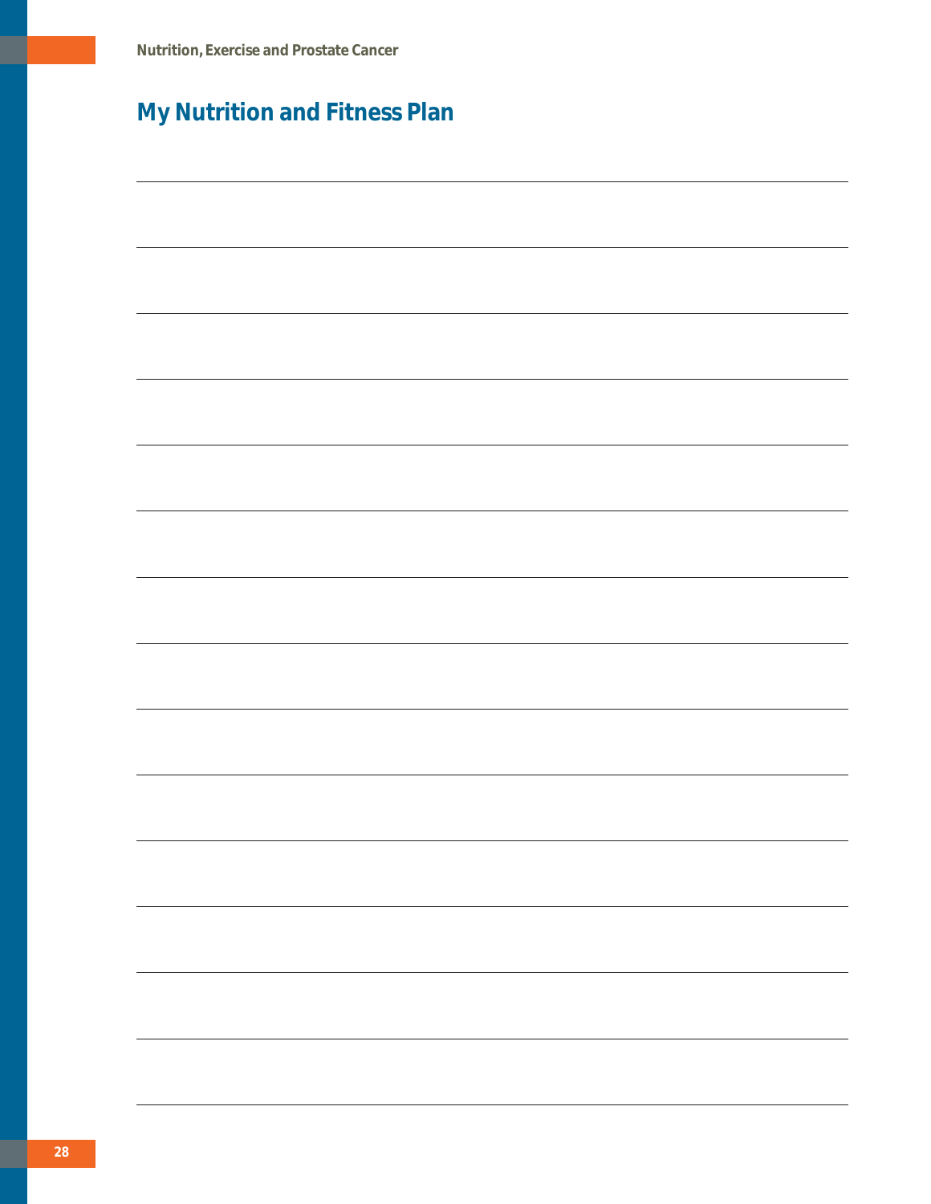## My Nutrition and Fitness Plan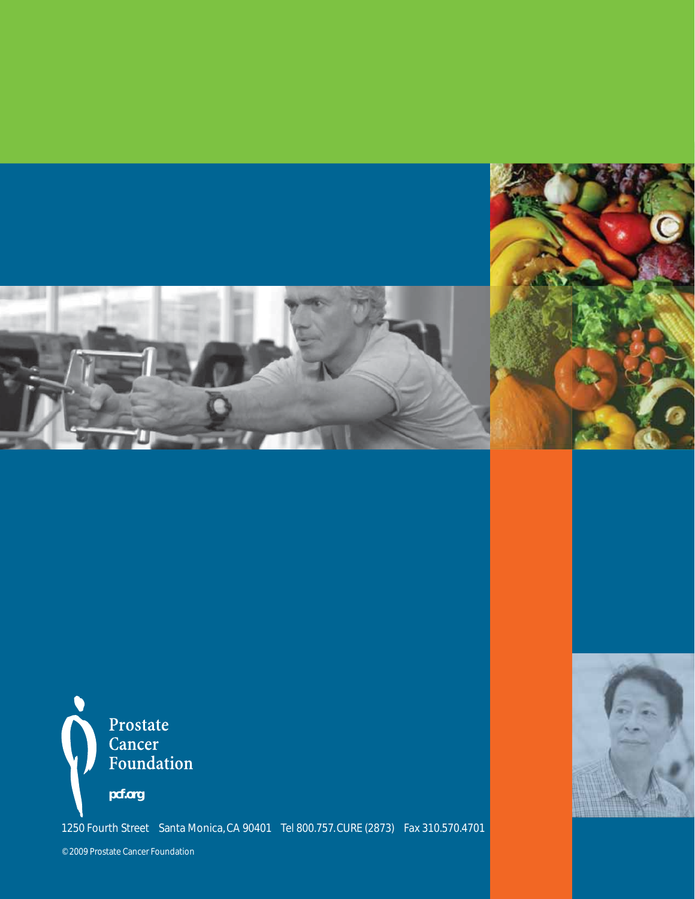Prostate
Cancer
Foundation

pcf.org

1250 Fourth Street Santa Monica, CA 90401 Tel 800.757.CURE (2873) Fax 310.570.4701

© 2009 Prostate Cancer Foundation